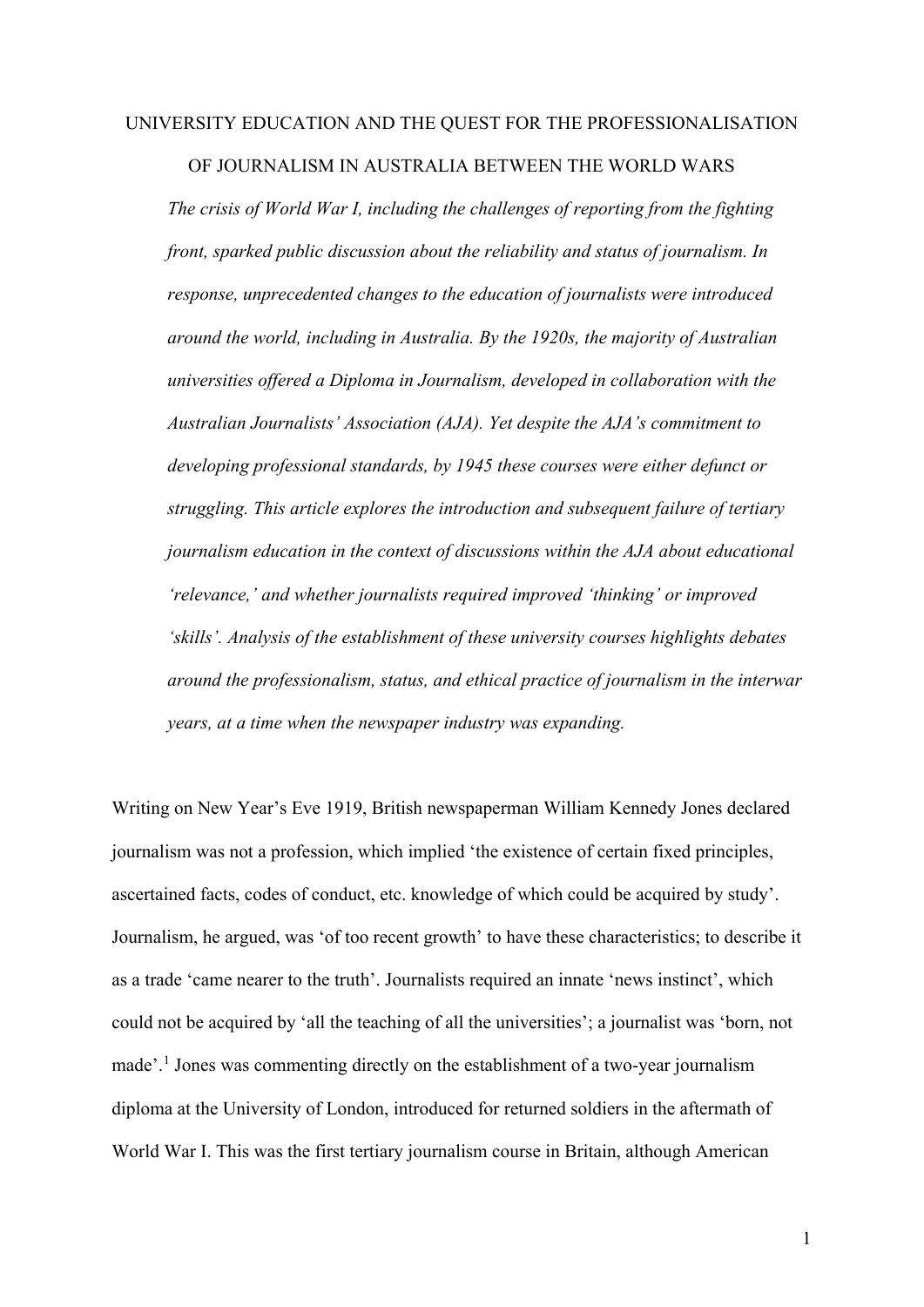# UNIVERSITY EDUCATION AND THE QUEST FOR THE PROFESSIONALISATION OF JOURNALISM IN AUSTRALIA BETWEEN THE WORLD WARS

*The crisis of World War I, including the challenges of reporting from the fighting front, sparked public discussion about the reliability and status of journalism. In response, unprecedented changes to the education of journalists were introduced around the world, including in Australia. By the 1920s, the majority of Australian universities offered a Diploma in Journalism, developed in collaboration with the Australian Journalists' Association (AJA). Yet despite the AJA's commitment to developing professional standards, by 1945 these courses were either defunct or struggling. This article explores the introduction and subsequent failure of tertiary journalism education in the context of discussions within the AJA about educational 'relevance,' and whether journalists required improved 'thinking' or improved 'skills'. Analysis of the establishment of these university courses highlights debates around the professionalism, status, and ethical practice of journalism in the interwar years, at a time when the newspaper industry was expanding.*

Writing on New Year's Eve 1919, British newspaperman William Kennedy Jones declared journalism was not a profession, which implied 'the existence of certain fixed principles, ascertained facts, codes of conduct, etc. knowledge of which could be acquired by study'. Journalism, he argued, was 'of too recent growth' to have these characteristics; to describe it as a trade 'came nearer to the truth'. Journalists required an innate 'news instinct', which could not be acquired by 'all the teaching of all the universities'; a journalist was 'born, not made'.[1] Jones was commenting directly on the establishment of a two-year journalism diploma at the University of London, introduced for returned soldiers in the aftermath of World War I. This was the first tertiary journalism course in Britain, although American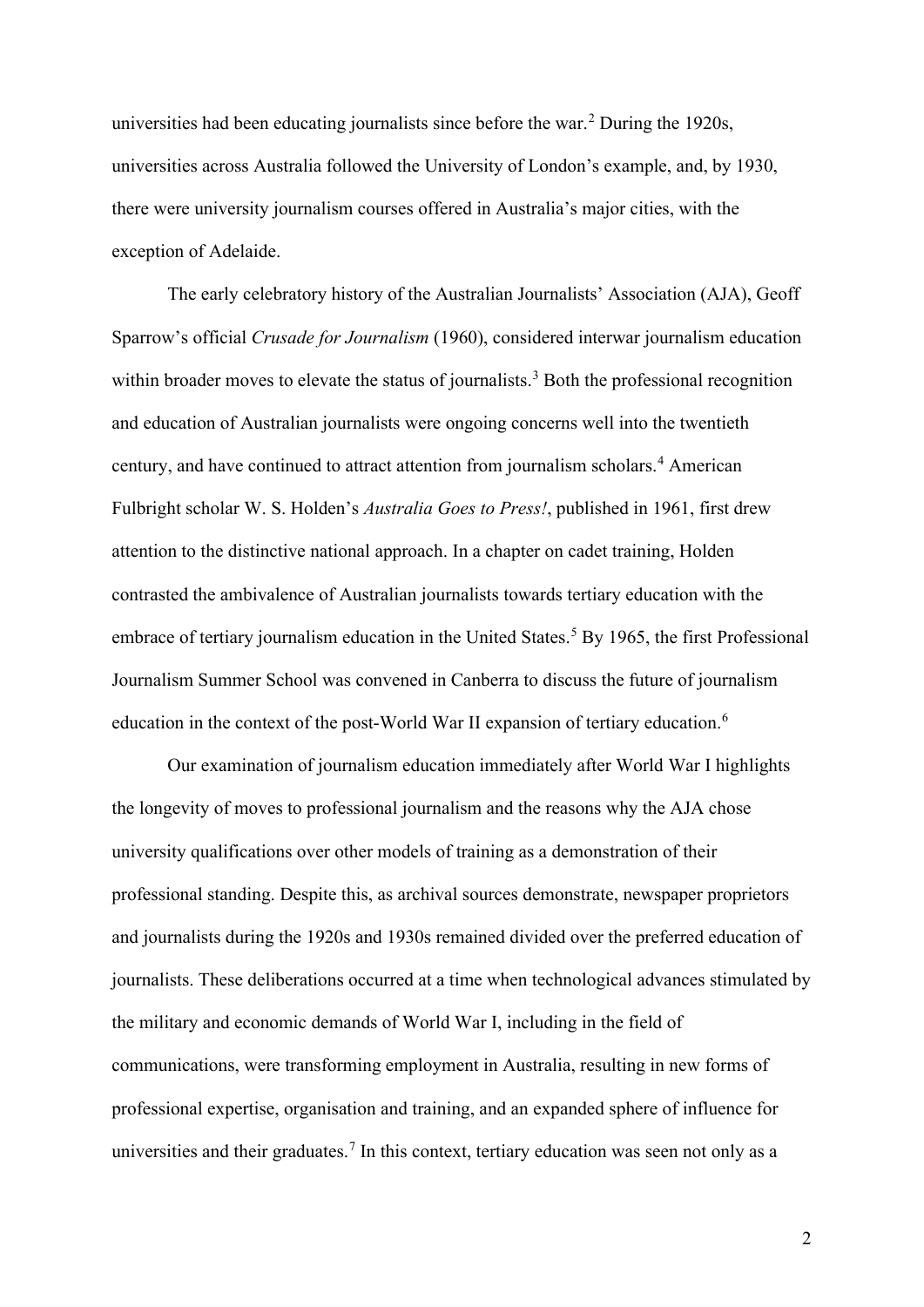universities had been educating journalists since before the war.[2] During the 1920s, universities across Australia followed the University of London's example, and, by 1930, there were university journalism courses offered in Australia's major cities, with the exception of Adelaide.

The early celebratory history of the Australian Journalists' Association (AJA), Geoff Sparrow's official *Crusade for Journalism* (1960), considered interwar journalism education within broader moves to elevate the status of journalists.[3] Both the professional recognition and education of Australian journalists were ongoing concerns well into the twentieth century, and have continued to attract attention from journalism scholars.[4] American Fulbright scholar W. S. Holden's *Australia Goes to Press!*, published in 1961, first drew attention to the distinctive national approach. In a chapter on cadet training, Holden contrasted the ambivalence of Australian journalists towards tertiary education with the embrace of tertiary journalism education in the United States.[5] By 1965, the first Professional Journalism Summer School was convened in Canberra to discuss the future of journalism education in the context of the post-World War II expansion of tertiary education.[6]

Our examination of journalism education immediately after World War I highlights the longevity of moves to professional journalism and the reasons why the AJA chose university qualifications over other models of training as a demonstration of their professional standing. Despite this, as archival sources demonstrate, newspaper proprietors and journalists during the 1920s and 1930s remained divided over the preferred education of journalists. These deliberations occurred at a time when technological advances stimulated by the military and economic demands of World War I, including in the field of communications, were transforming employment in Australia, resulting in new forms of professional expertise, organisation and training, and an expanded sphere of influence for universities and their graduates.[7] In this context, tertiary education was seen not only as a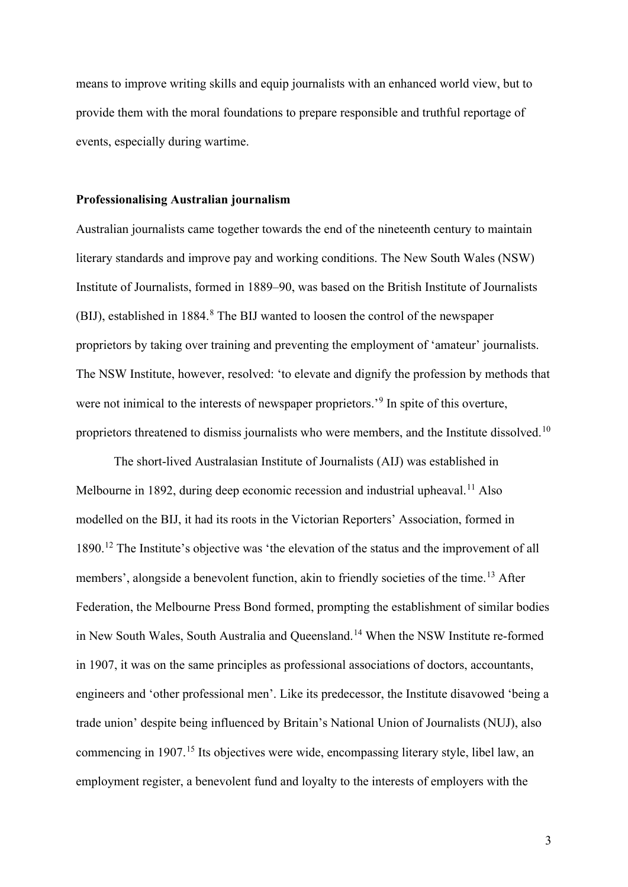means to improve writing skills and equip journalists with an enhanced world view, but to provide them with the moral foundations to prepare responsible and truthful reportage of events, especially during wartime.

## Professionalising Australian journalism

Australian journalists came together towards the end of the nineteenth century to maintain literary standards and improve pay and working conditions. The New South Wales (NSW) Institute of Journalists, formed in 1889–90, was based on the British Institute of Journalists (BIJ), established in 1884.[8] The BIJ wanted to loosen the control of the newspaper proprietors by taking over training and preventing the employment of 'amateur' journalists. The NSW Institute, however, resolved: 'to elevate and dignify the profession by methods that were not inimical to the interests of newspaper proprietors.'[9] In spite of this overture, proprietors threatened to dismiss journalists who were members, and the Institute dissolved.[10]

The short-lived Australasian Institute of Journalists (AIJ) was established in Melbourne in 1892, during deep economic recession and industrial upheaval.[11] Also modelled on the BIJ, it had its roots in the Victorian Reporters' Association, formed in 1890.[12] The Institute's objective was 'the elevation of the status and the improvement of all members', alongside a benevolent function, akin to friendly societies of the time.[13] After Federation, the Melbourne Press Bond formed, prompting the establishment of similar bodies in New South Wales, South Australia and Queensland.[14] When the NSW Institute re-formed in 1907, it was on the same principles as professional associations of doctors, accountants, engineers and 'other professional men'. Like its predecessor, the Institute disavowed 'being a trade union' despite being influenced by Britain's National Union of Journalists (NUJ), also commencing in 1907.[15] Its objectives were wide, encompassing literary style, libel law, an employment register, a benevolent fund and loyalty to the interests of employers with the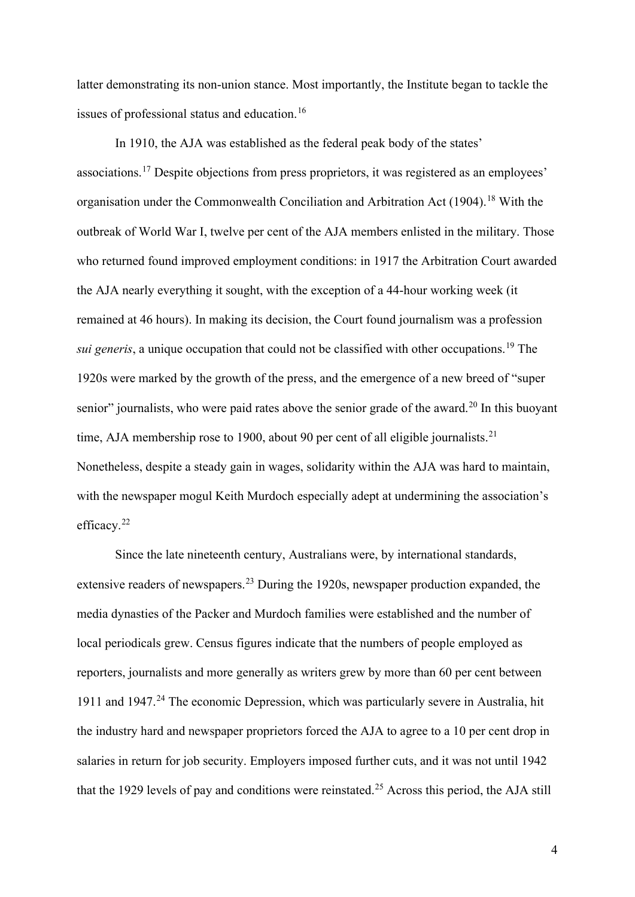latter demonstrating its non-union stance. Most importantly, the Institute began to tackle the issues of professional status and education.[16]

In 1910, the AJA was established as the federal peak body of the states' associations.[17] Despite objections from press proprietors, it was registered as an employees' organisation under the Commonwealth Conciliation and Arbitration Act (1904).[18] With the outbreak of World War I, twelve per cent of the AJA members enlisted in the military. Those who returned found improved employment conditions: in 1917 the Arbitration Court awarded the AJA nearly everything it sought, with the exception of a 44-hour working week (it remained at 46 hours). In making its decision, the Court found journalism was a profession *sui generis*, a unique occupation that could not be classified with other occupations.[19] The 1920s were marked by the growth of the press, and the emergence of a new breed of "super senior" journalists, who were paid rates above the senior grade of the award.[20] In this buoyant time, AJA membership rose to 1900, about 90 per cent of all eligible journalists.[21] Nonetheless, despite a steady gain in wages, solidarity within the AJA was hard to maintain, with the newspaper mogul Keith Murdoch especially adept at undermining the association's efficacy.[22]

Since the late nineteenth century, Australians were, by international standards, extensive readers of newspapers.[23] During the 1920s, newspaper production expanded, the media dynasties of the Packer and Murdoch families were established and the number of local periodicals grew. Census figures indicate that the numbers of people employed as reporters, journalists and more generally as writers grew by more than 60 per cent between 1911 and 1947.[24] The economic Depression, which was particularly severe in Australia, hit the industry hard and newspaper proprietors forced the AJA to agree to a 10 per cent drop in salaries in return for job security. Employers imposed further cuts, and it was not until 1942 that the 1929 levels of pay and conditions were reinstated.[25] Across this period, the AJA still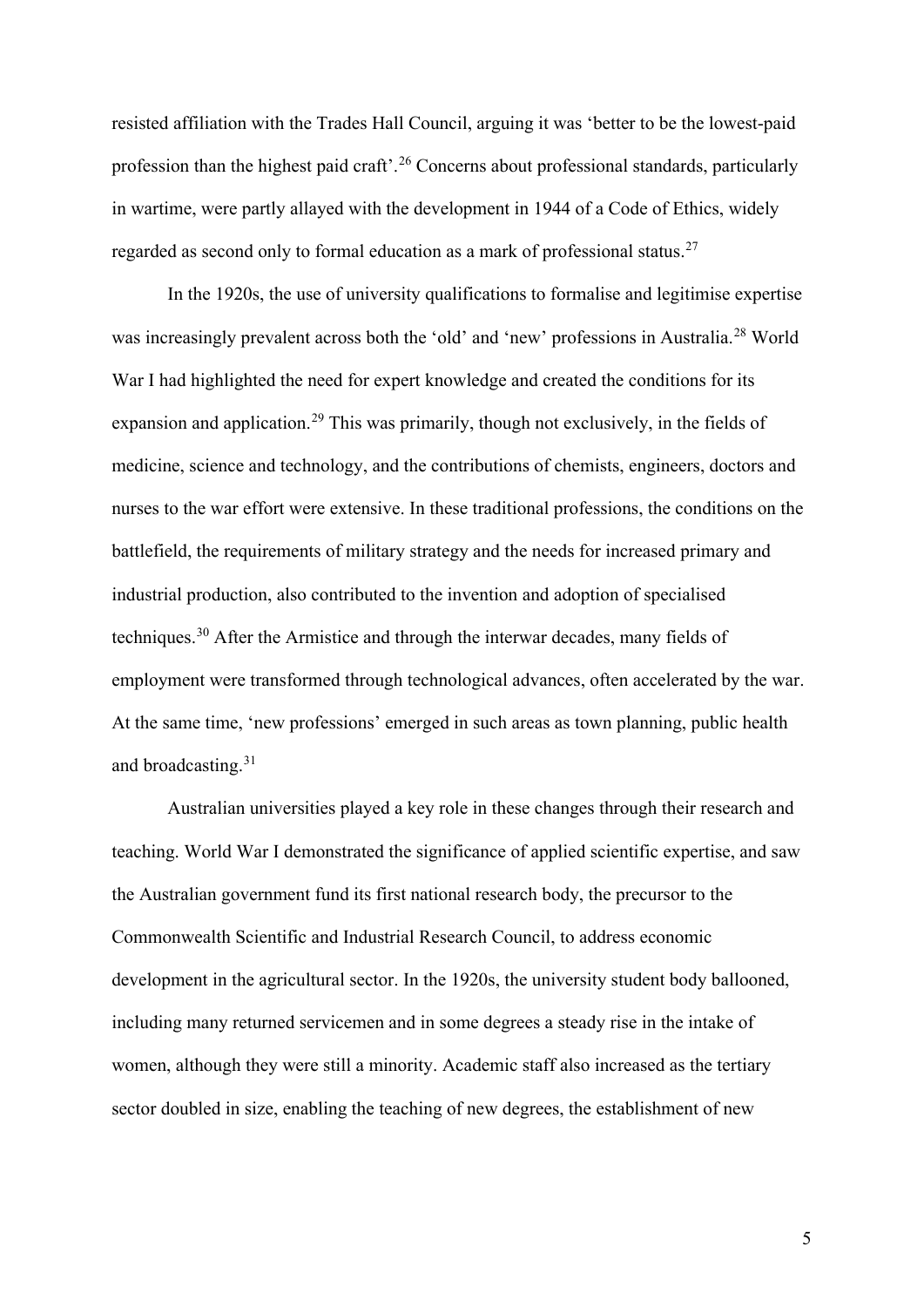resisted affiliation with the Trades Hall Council, arguing it was 'better to be the lowest-paid profession than the highest paid craft'.[26] Concerns about professional standards, particularly in wartime, were partly allayed with the development in 1944 of a Code of Ethics, widely regarded as second only to formal education as a mark of professional status.[27]

In the 1920s, the use of university qualifications to formalise and legitimise expertise was increasingly prevalent across both the 'old' and 'new' professions in Australia.[28] World War I had highlighted the need for expert knowledge and created the conditions for its expansion and application.[29] This was primarily, though not exclusively, in the fields of medicine, science and technology, and the contributions of chemists, engineers, doctors and nurses to the war effort were extensive. In these traditional professions, the conditions on the battlefield, the requirements of military strategy and the needs for increased primary and industrial production, also contributed to the invention and adoption of specialised techniques.[30] After the Armistice and through the interwar decades, many fields of employment were transformed through technological advances, often accelerated by the war. At the same time, 'new professions' emerged in such areas as town planning, public health and broadcasting.[31]

Australian universities played a key role in these changes through their research and teaching. World War I demonstrated the significance of applied scientific expertise, and saw the Australian government fund its first national research body, the precursor to the Commonwealth Scientific and Industrial Research Council, to address economic development in the agricultural sector. In the 1920s, the university student body ballooned, including many returned servicemen and in some degrees a steady rise in the intake of women, although they were still a minority. Academic staff also increased as the tertiary sector doubled in size, enabling the teaching of new degrees, the establishment of new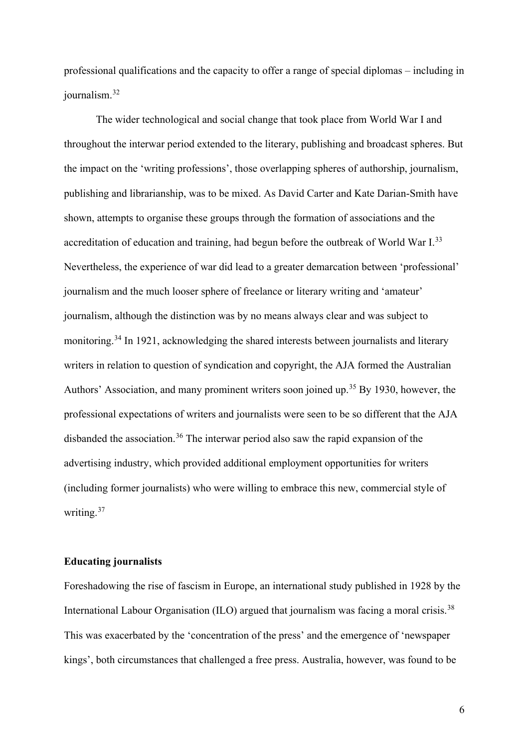professional qualifications and the capacity to offer a range of special diplomas – including in journalism.[32]

The wider technological and social change that took place from World War I and throughout the interwar period extended to the literary, publishing and broadcast spheres. But the impact on the 'writing professions', those overlapping spheres of authorship, journalism, publishing and librarianship, was to be mixed. As David Carter and Kate Darian-Smith have shown, attempts to organise these groups through the formation of associations and the accreditation of education and training, had begun before the outbreak of World War I.[33] Nevertheless, the experience of war did lead to a greater demarcation between 'professional' journalism and the much looser sphere of freelance or literary writing and 'amateur' journalism, although the distinction was by no means always clear and was subject to monitoring.[34] In 1921, acknowledging the shared interests between journalists and literary writers in relation to question of syndication and copyright, the AJA formed the Australian Authors' Association, and many prominent writers soon joined up.[35] By 1930, however, the professional expectations of writers and journalists were seen to be so different that the AJA disbanded the association.[36] The interwar period also saw the rapid expansion of the advertising industry, which provided additional employment opportunities for writers (including former journalists) who were willing to embrace this new, commercial style of writing.[37]

**Educating journalists**

Foreshadowing the rise of fascism in Europe, an international study published in 1928 by the International Labour Organisation (ILO) argued that journalism was facing a moral crisis.[38] This was exacerbated by the 'concentration of the press' and the emergence of 'newspaper kings', both circumstances that challenged a free press. Australia, however, was found to be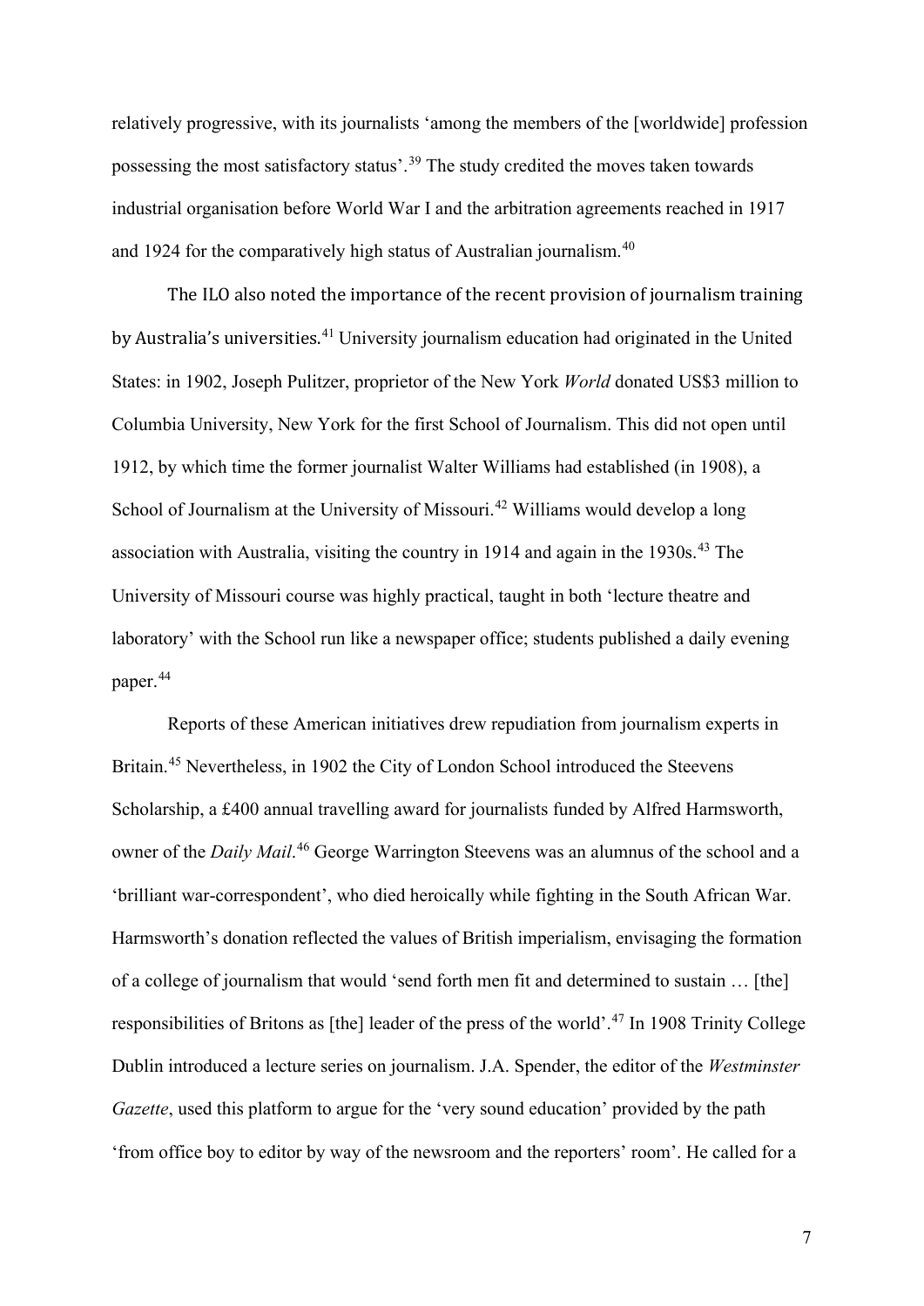relatively progressive, with its journalists 'among the members of the [worldwide] profession possessing the most satisfactory status'.[39] The study credited the moves taken towards industrial organisation before World War I and the arbitration agreements reached in 1917 and 1924 for the comparatively high status of Australian journalism.[40]

The ILO also noted the importance of the recent provision of journalism training by Australia's universities.[41] University journalism education had originated in the United States: in 1902, Joseph Pulitzer, proprietor of the New York *World* donated US$3 million to Columbia University, New York for the first School of Journalism. This did not open until 1912, by which time the former journalist Walter Williams had established (in 1908), a School of Journalism at the University of Missouri.[42] Williams would develop a long association with Australia, visiting the country in 1914 and again in the 1930s.[43] The University of Missouri course was highly practical, taught in both 'lecture theatre and laboratory' with the School run like a newspaper office; students published a daily evening paper.[44]

Reports of these American initiatives drew repudiation from journalism experts in Britain.[45] Nevertheless, in 1902 the City of London School introduced the Steevens Scholarship, a £400 annual travelling award for journalists funded by Alfred Harmsworth, owner of the *Daily Mail*.[46] George Warrington Steevens was an alumnus of the school and a 'brilliant war-correspondent', who died heroically while fighting in the South African War. Harmsworth's donation reflected the values of British imperialism, envisaging the formation of a college of journalism that would 'send forth men fit and determined to sustain … [the] responsibilities of Britons as [the] leader of the press of the world'.[47] In 1908 Trinity College Dublin introduced a lecture series on journalism. J.A. Spender, the editor of the *Westminster Gazette*, used this platform to argue for the 'very sound education' provided by the path 'from office boy to editor by way of the newsroom and the reporters' room'. He called for a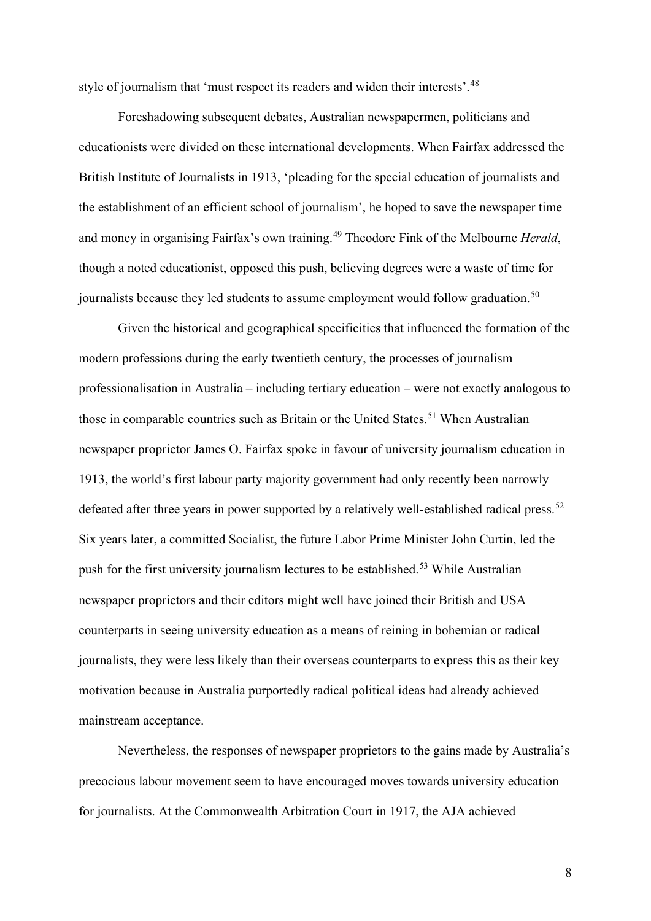style of journalism that 'must respect its readers and widen their interests'.[48]

Foreshadowing subsequent debates, Australian newspapermen, politicians and educationists were divided on these international developments. When Fairfax addressed the British Institute of Journalists in 1913, 'pleading for the special education of journalists and the establishment of an efficient school of journalism', he hoped to save the newspaper time and money in organising Fairfax's own training.[49] Theodore Fink of the Melbourne *Herald*, though a noted educationist, opposed this push, believing degrees were a waste of time for journalists because they led students to assume employment would follow graduation.[50]

Given the historical and geographical specificities that influenced the formation of the modern professions during the early twentieth century, the processes of journalism professionalisation in Australia – including tertiary education – were not exactly analogous to those in comparable countries such as Britain or the United States.[51] When Australian newspaper proprietor James O. Fairfax spoke in favour of university journalism education in 1913, the world's first labour party majority government had only recently been narrowly defeated after three years in power supported by a relatively well-established radical press.[52] Six years later, a committed Socialist, the future Labor Prime Minister John Curtin, led the push for the first university journalism lectures to be established.[53] While Australian newspaper proprietors and their editors might well have joined their British and USA counterparts in seeing university education as a means of reining in bohemian or radical journalists, they were less likely than their overseas counterparts to express this as their key motivation because in Australia purportedly radical political ideas had already achieved mainstream acceptance.

Nevertheless, the responses of newspaper proprietors to the gains made by Australia's precocious labour movement seem to have encouraged moves towards university education for journalists. At the Commonwealth Arbitration Court in 1917, the AJA achieved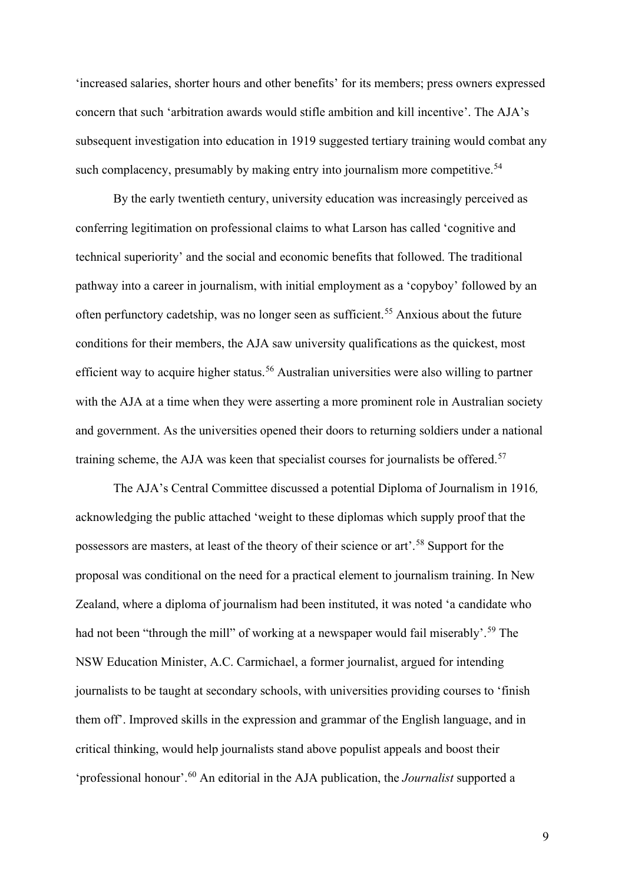'increased salaries, shorter hours and other benefits' for its members; press owners expressed concern that such 'arbitration awards would stifle ambition and kill incentive'. The AJA's subsequent investigation into education in 1919 suggested tertiary training would combat any such complacency, presumably by making entry into journalism more competitive.[54]

By the early twentieth century, university education was increasingly perceived as conferring legitimation on professional claims to what Larson has called 'cognitive and technical superiority' and the social and economic benefits that followed. The traditional pathway into a career in journalism, with initial employment as a 'copyboy' followed by an often perfunctory cadetship, was no longer seen as sufficient.[55] Anxious about the future conditions for their members, the AJA saw university qualifications as the quickest, most efficient way to acquire higher status.[56] Australian universities were also willing to partner with the AJA at a time when they were asserting a more prominent role in Australian society and government. As the universities opened their doors to returning soldiers under a national training scheme, the AJA was keen that specialist courses for journalists be offered.[57]

The AJA's Central Committee discussed a potential Diploma of Journalism in 1916, acknowledging the public attached 'weight to these diplomas which supply proof that the possessors are masters, at least of the theory of their science or art'.[58] Support for the proposal was conditional on the need for a practical element to journalism training. In New Zealand, where a diploma of journalism had been instituted, it was noted 'a candidate who had not been "through the mill" of working at a newspaper would fail miserably'.[59] The NSW Education Minister, A.C. Carmichael, a former journalist, argued for intending journalists to be taught at secondary schools, with universities providing courses to 'finish them off'. Improved skills in the expression and grammar of the English language, and in critical thinking, would help journalists stand above populist appeals and boost their 'professional honour'.[60] An editorial in the AJA publication, the *Journalist* supported a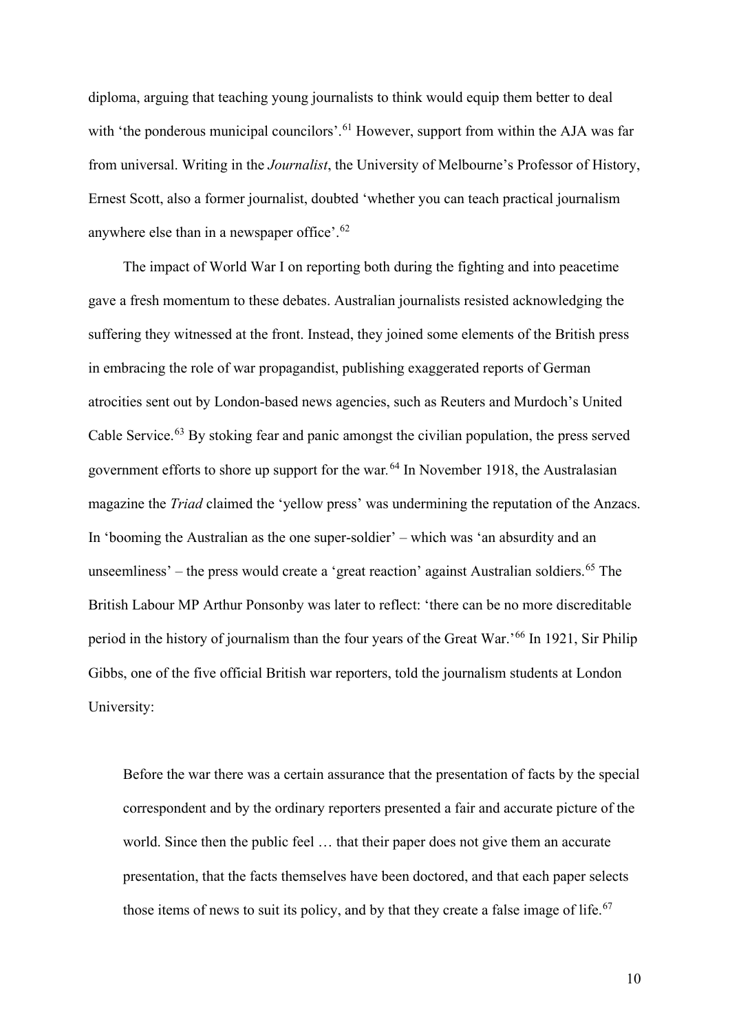diploma, arguing that teaching young journalists to think would equip them better to deal with 'the ponderous municipal councilors'.[61] However, support from within the AJA was far from universal. Writing in the *Journalist*, the University of Melbourne's Professor of History, Ernest Scott, also a former journalist, doubted 'whether you can teach practical journalism anywhere else than in a newspaper office'.[62]

The impact of World War I on reporting both during the fighting and into peacetime gave a fresh momentum to these debates. Australian journalists resisted acknowledging the suffering they witnessed at the front. Instead, they joined some elements of the British press in embracing the role of war propagandist, publishing exaggerated reports of German atrocities sent out by London-based news agencies, such as Reuters and Murdoch's United Cable Service.[63] By stoking fear and panic amongst the civilian population, the press served government efforts to shore up support for the war.[64] In November 1918, the Australasian magazine the *Triad* claimed the 'yellow press' was undermining the reputation of the Anzacs. In 'booming the Australian as the one super-soldier' – which was 'an absurdity and an unseemliness' – the press would create a 'great reaction' against Australian soldiers.[65] The British Labour MP Arthur Ponsonby was later to reflect: 'there can be no more discreditable period in the history of journalism than the four years of the Great War.'[66] In 1921, Sir Philip Gibbs, one of the five official British war reporters, told the journalism students at London University:

> Before the war there was a certain assurance that the presentation of facts by the special correspondent and by the ordinary reporters presented a fair and accurate picture of the world. Since then the public feel … that their paper does not give them an accurate presentation, that the facts themselves have been doctored, and that each paper selects those items of news to suit its policy, and by that they create a false image of life.[67]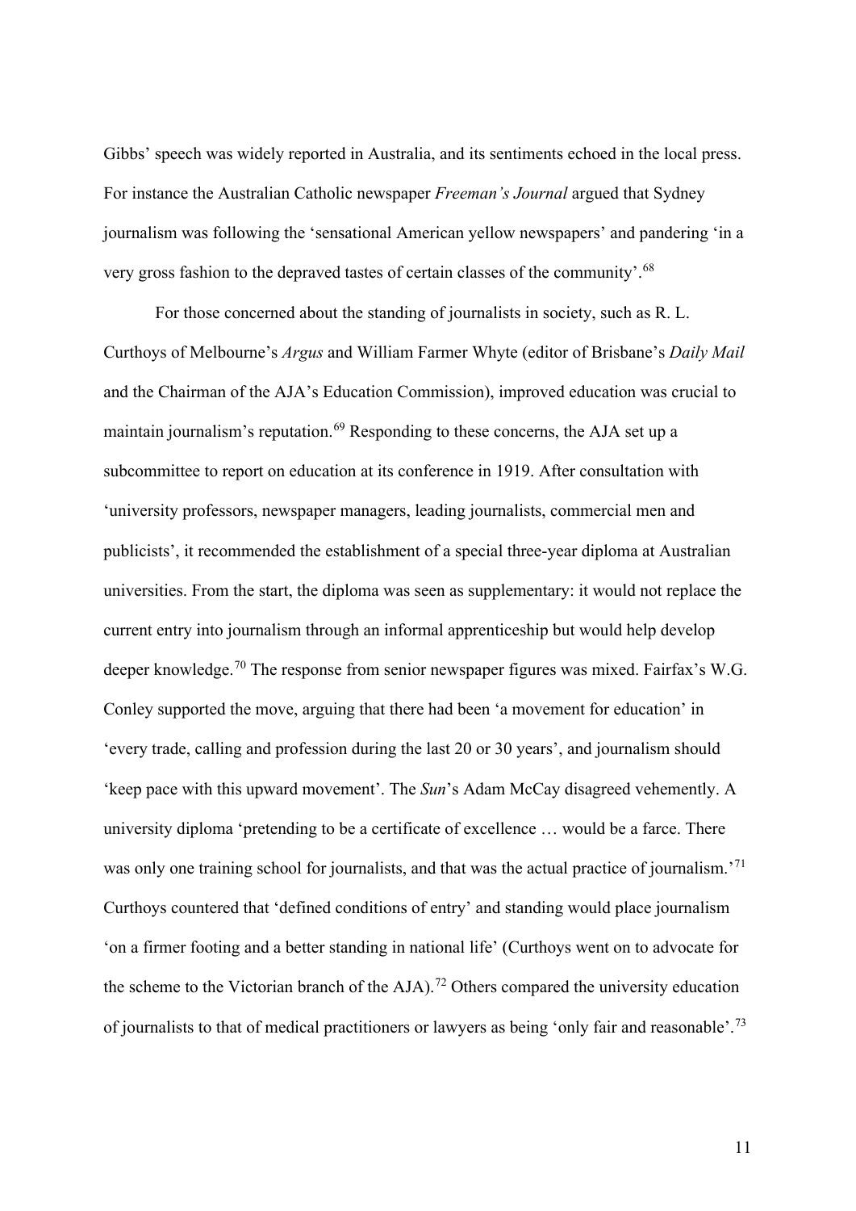Gibbs' speech was widely reported in Australia, and its sentiments echoed in the local press. For instance the Australian Catholic newspaper *Freeman's Journal* argued that Sydney journalism was following the 'sensational American yellow newspapers' and pandering 'in a very gross fashion to the depraved tastes of certain classes of the community'.[68]

For those concerned about the standing of journalists in society, such as R. L. Curthoys of Melbourne's *Argus* and William Farmer Whyte (editor of Brisbane's *Daily Mail* and the Chairman of the AJA's Education Commission), improved education was crucial to maintain journalism's reputation.[69] Responding to these concerns, the AJA set up a subcommittee to report on education at its conference in 1919. After consultation with 'university professors, newspaper managers, leading journalists, commercial men and publicists', it recommended the establishment of a special three-year diploma at Australian universities. From the start, the diploma was seen as supplementary: it would not replace the current entry into journalism through an informal apprenticeship but would help develop deeper knowledge.[70] The response from senior newspaper figures was mixed. Fairfax's W.G. Conley supported the move, arguing that there had been 'a movement for education' in 'every trade, calling and profession during the last 20 or 30 years', and journalism should 'keep pace with this upward movement'. The *Sun*'s Adam McCay disagreed vehemently. A university diploma 'pretending to be a certificate of excellence … would be a farce. There was only one training school for journalists, and that was the actual practice of journalism.'[71] Curthoys countered that 'defined conditions of entry' and standing would place journalism 'on a firmer footing and a better standing in national life' (Curthoys went on to advocate for the scheme to the Victorian branch of the AJA).[72] Others compared the university education of journalists to that of medical practitioners or lawyers as being 'only fair and reasonable'.[73]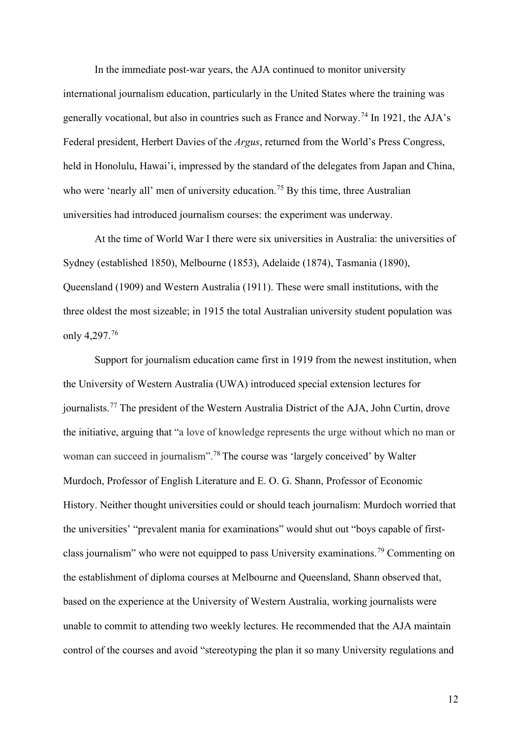In the immediate post-war years, the AJA continued to monitor university international journalism education, particularly in the United States where the training was generally vocational, but also in countries such as France and Norway.[74] In 1921, the AJA's Federal president, Herbert Davies of the *Argus*, returned from the World's Press Congress, held in Honolulu, Hawai'i, impressed by the standard of the delegates from Japan and China, who were 'nearly all' men of university education.[75] By this time, three Australian universities had introduced journalism courses: the experiment was underway.

At the time of World War I there were six universities in Australia: the universities of Sydney (established 1850), Melbourne (1853), Adelaide (1874), Tasmania (1890), Queensland (1909) and Western Australia (1911). These were small institutions, with the three oldest the most sizeable; in 1915 the total Australian university student population was only 4,297.[76]

Support for journalism education came first in 1919 from the newest institution, when the University of Western Australia (UWA) introduced special extension lectures for journalists.[77] The president of the Western Australia District of the AJA, John Curtin, drove the initiative, arguing that "a love of knowledge represents the urge without which no man or woman can succeed in journalism".[78] The course was 'largely conceived' by Walter Murdoch, Professor of English Literature and E. O. G. Shann, Professor of Economic History. Neither thought universities could or should teach journalism: Murdoch worried that the universities' "prevalent mania for examinations" would shut out "boys capable of first-class journalism" who were not equipped to pass University examinations.[79] Commenting on the establishment of diploma courses at Melbourne and Queensland, Shann observed that, based on the experience at the University of Western Australia, working journalists were unable to commit to attending two weekly lectures. He recommended that the AJA maintain control of the courses and avoid "stereotyping the plan it so many University regulations and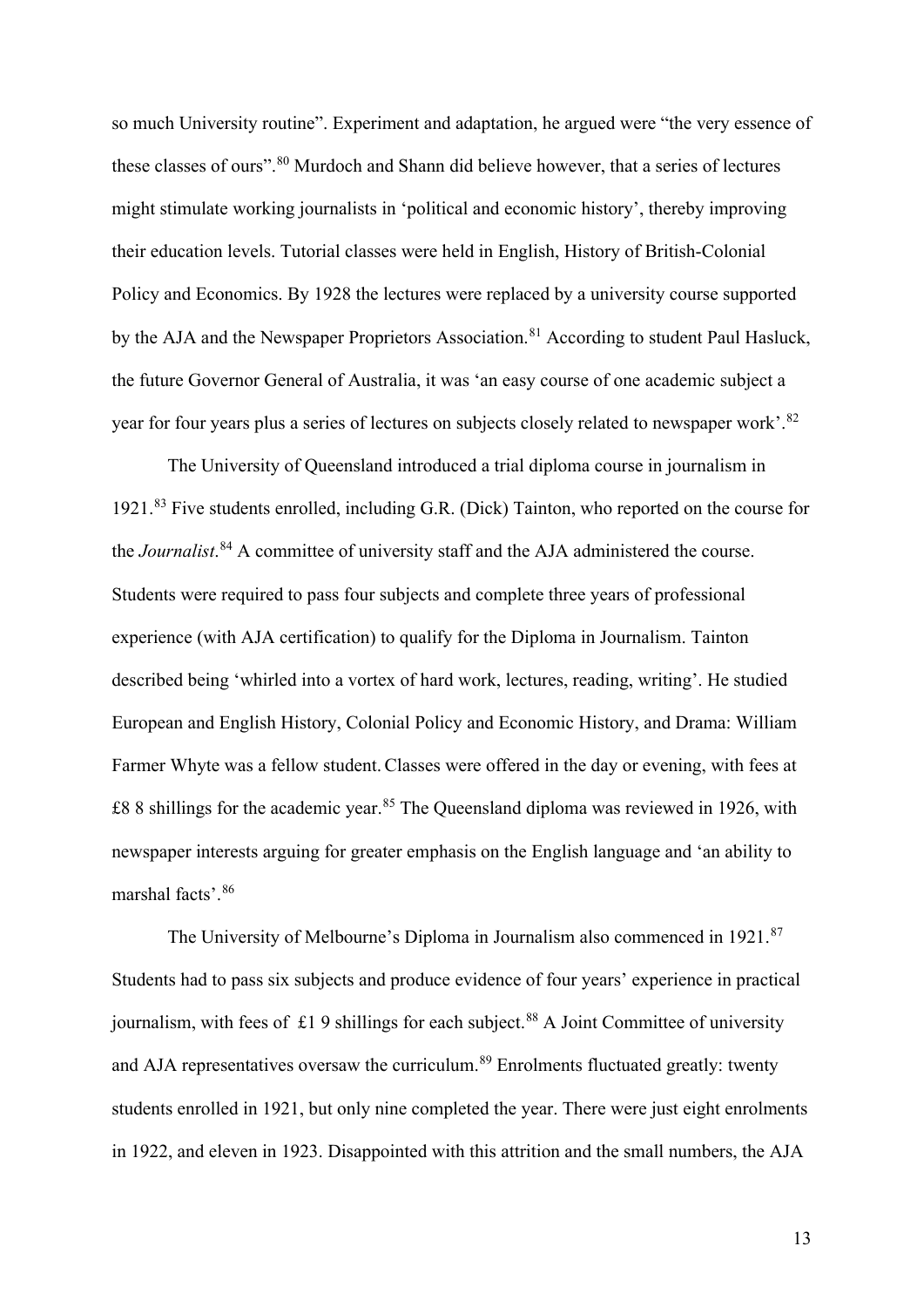so much University routine". Experiment and adaptation, he argued were "the very essence of these classes of ours".[80] Murdoch and Shann did believe however, that a series of lectures might stimulate working journalists in 'political and economic history', thereby improving their education levels. Tutorial classes were held in English, History of British-Colonial Policy and Economics. By 1928 the lectures were replaced by a university course supported by the AJA and the Newspaper Proprietors Association.[81] According to student Paul Hasluck, the future Governor General of Australia, it was 'an easy course of one academic subject a year for four years plus a series of lectures on subjects closely related to newspaper work'.[82]

The University of Queensland introduced a trial diploma course in journalism in 1921.[83] Five students enrolled, including G.R. (Dick) Tainton, who reported on the course for the *Journalist*.[84] A committee of university staff and the AJA administered the course. Students were required to pass four subjects and complete three years of professional experience (with AJA certification) to qualify for the Diploma in Journalism. Tainton described being 'whirled into a vortex of hard work, lectures, reading, writing'. He studied European and English History, Colonial Policy and Economic History, and Drama: William Farmer Whyte was a fellow student. Classes were offered in the day or evening, with fees at £8 8 shillings for the academic year.[85] The Queensland diploma was reviewed in 1926, with newspaper interests arguing for greater emphasis on the English language and 'an ability to marshal facts'.[86]

The University of Melbourne's Diploma in Journalism also commenced in 1921.[87] Students had to pass six subjects and produce evidence of four years' experience in practical journalism, with fees of £1 9 shillings for each subject.[88] A Joint Committee of university and AJA representatives oversaw the curriculum.[89] Enrolments fluctuated greatly: twenty students enrolled in 1921, but only nine completed the year. There were just eight enrolments in 1922, and eleven in 1923. Disappointed with this attrition and the small numbers, the AJA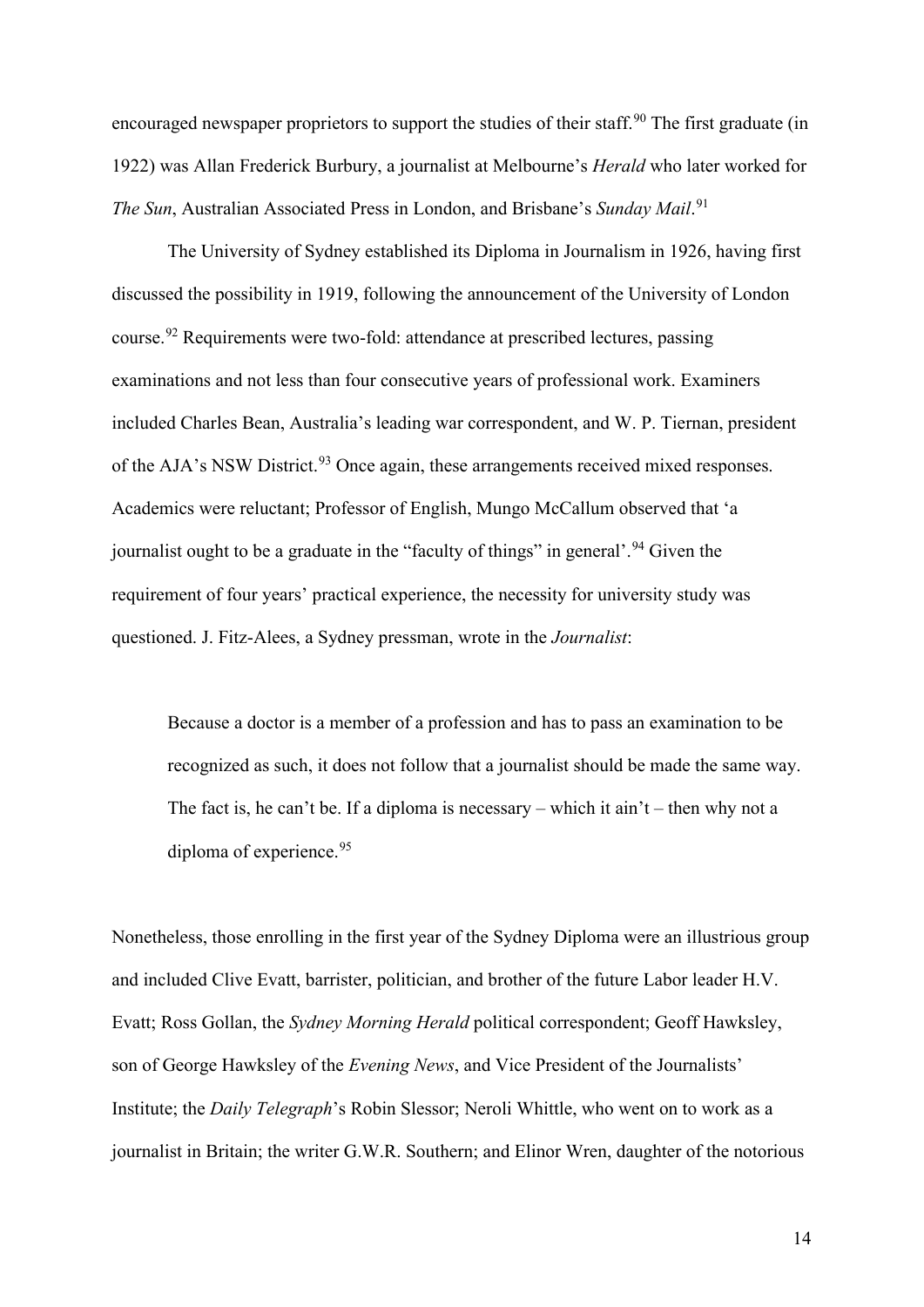encouraged newspaper proprietors to support the studies of their staff.[90] The first graduate (in 1922) was Allan Frederick Burbury, a journalist at Melbourne's *Herald* who later worked for *The Sun*, Australian Associated Press in London, and Brisbane's *Sunday Mail*.[91]

The University of Sydney established its Diploma in Journalism in 1926, having first discussed the possibility in 1919, following the announcement of the University of London course.[92] Requirements were two-fold: attendance at prescribed lectures, passing examinations and not less than four consecutive years of professional work. Examiners included Charles Bean, Australia's leading war correspondent, and W. P. Tiernan, president of the AJA's NSW District.[93] Once again, these arrangements received mixed responses. Academics were reluctant; Professor of English, Mungo McCallum observed that 'a journalist ought to be a graduate in the "faculty of things" in general'.[94] Given the requirement of four years' practical experience, the necessity for university study was questioned. J. Fitz-Alees, a Sydney pressman, wrote in the *Journalist*:

> Because a doctor is a member of a profession and has to pass an examination to be recognized as such, it does not follow that a journalist should be made the same way. The fact is, he can't be. If a diploma is necessary – which it ain't – then why not a diploma of experience.[95]

Nonetheless, those enrolling in the first year of the Sydney Diploma were an illustrious group and included Clive Evatt, barrister, politician, and brother of the future Labor leader H.V. Evatt; Ross Gollan, the *Sydney Morning Herald* political correspondent; Geoff Hawksley, son of George Hawksley of the *Evening News*, and Vice President of the Journalists' Institute; the *Daily Telegraph*'s Robin Slessor; Neroli Whittle, who went on to work as a journalist in Britain; the writer G.W.R. Southern; and Elinor Wren, daughter of the notorious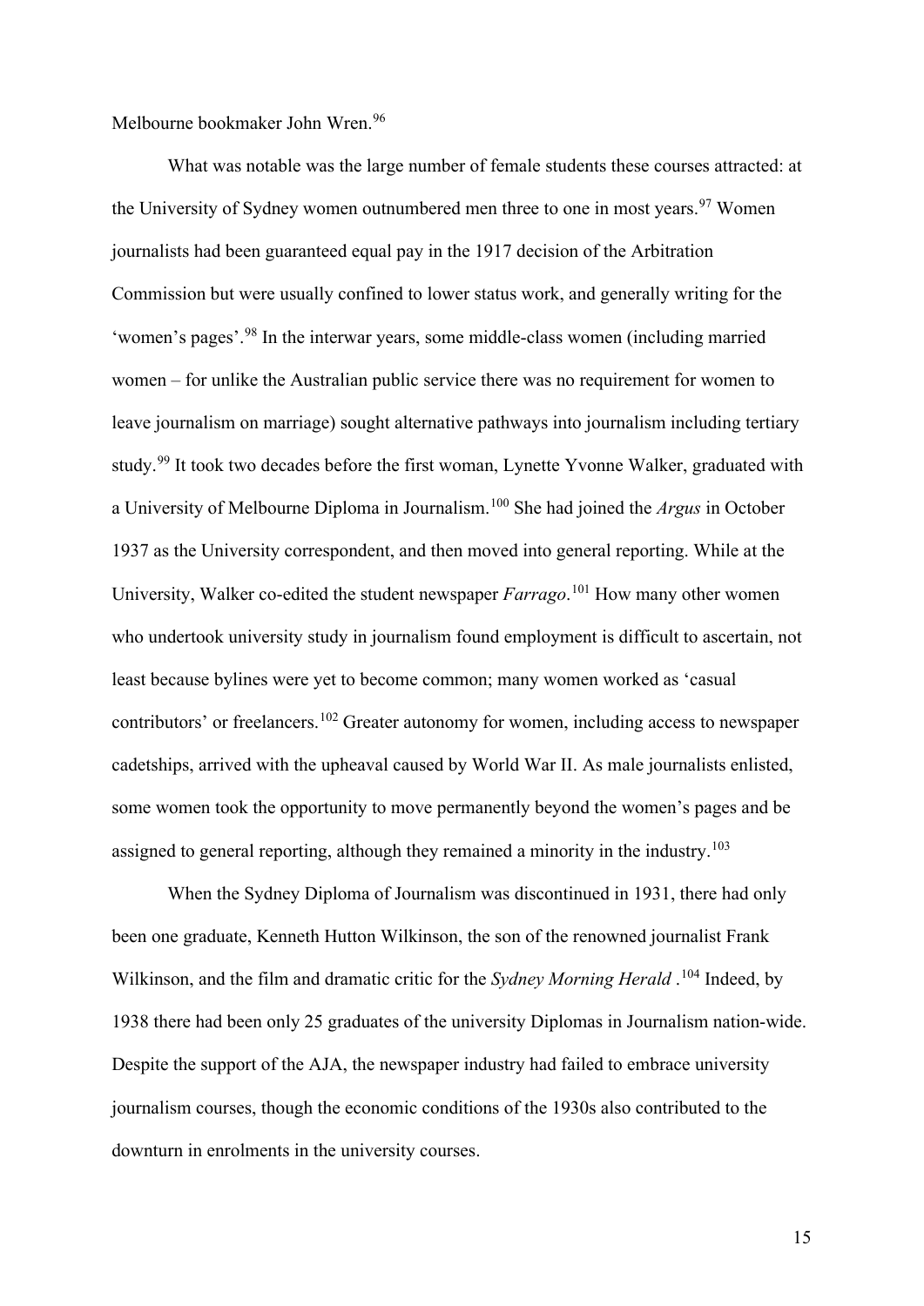Melbourne bookmaker John Wren.[96]

What was notable was the large number of female students these courses attracted: at the University of Sydney women outnumbered men three to one in most years.[97] Women journalists had been guaranteed equal pay in the 1917 decision of the Arbitration Commission but were usually confined to lower status work, and generally writing for the 'women's pages'.[98] In the interwar years, some middle-class women (including married women – for unlike the Australian public service there was no requirement for women to leave journalism on marriage) sought alternative pathways into journalism including tertiary study.[99] It took two decades before the first woman, Lynette Yvonne Walker, graduated with a University of Melbourne Diploma in Journalism.[100] She had joined the *Argus* in October 1937 as the University correspondent, and then moved into general reporting. While at the University, Walker co-edited the student newspaper *Farrago*.[101] How many other women who undertook university study in journalism found employment is difficult to ascertain, not least because bylines were yet to become common; many women worked as 'casual contributors' or freelancers.[102] Greater autonomy for women, including access to newspaper cadetships, arrived with the upheaval caused by World War II. As male journalists enlisted, some women took the opportunity to move permanently beyond the women's pages and be assigned to general reporting, although they remained a minority in the industry.[103]

When the Sydney Diploma of Journalism was discontinued in 1931, there had only been one graduate, Kenneth Hutton Wilkinson, the son of the renowned journalist Frank Wilkinson, and the film and dramatic critic for the *Sydney Morning Herald* .[104] Indeed, by 1938 there had been only 25 graduates of the university Diplomas in Journalism nation-wide. Despite the support of the AJA, the newspaper industry had failed to embrace university journalism courses, though the economic conditions of the 1930s also contributed to the downturn in enrolments in the university courses.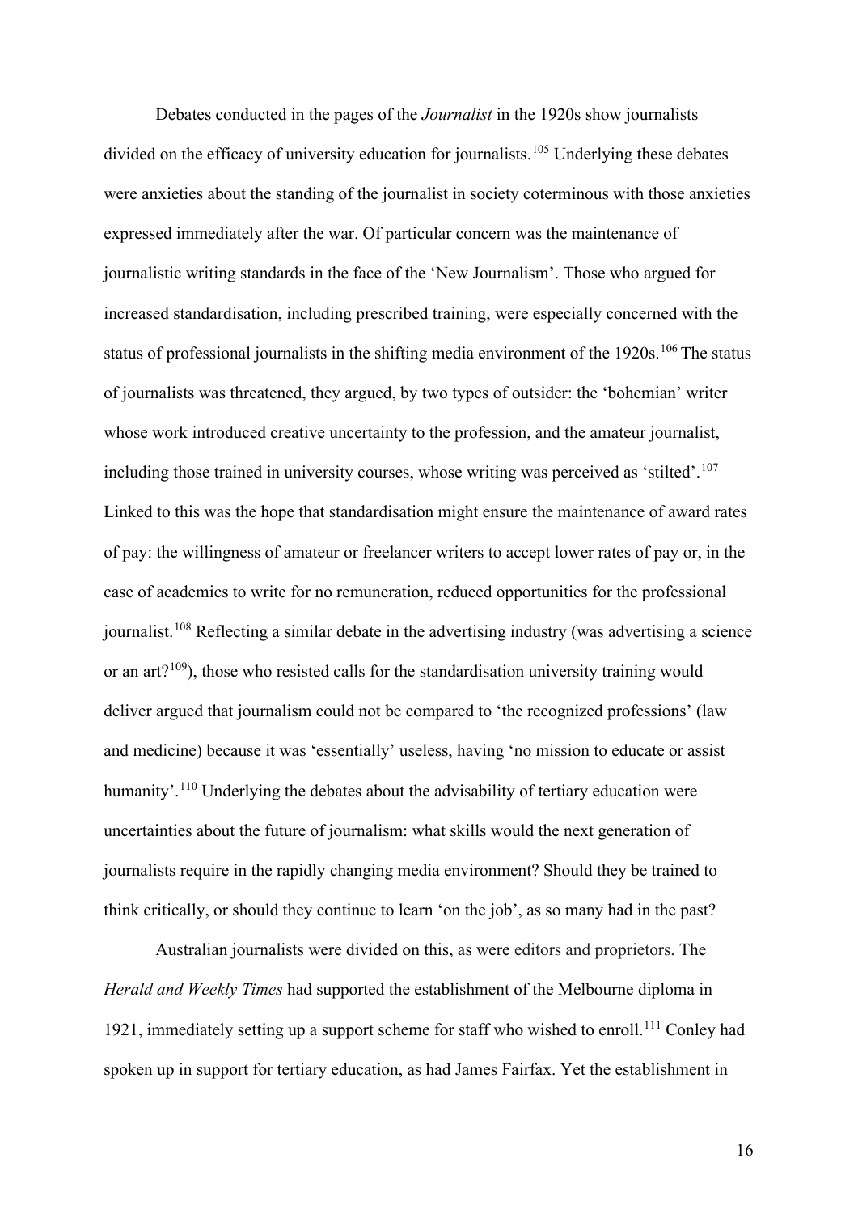Debates conducted in the pages of the *Journalist* in the 1920s show journalists divided on the efficacy of university education for journalists.[105] Underlying these debates were anxieties about the standing of the journalist in society coterminous with those anxieties expressed immediately after the war. Of particular concern was the maintenance of journalistic writing standards in the face of the 'New Journalism'. Those who argued for increased standardisation, including prescribed training, were especially concerned with the status of professional journalists in the shifting media environment of the 1920s.[106] The status of journalists was threatened, they argued, by two types of outsider: the 'bohemian' writer whose work introduced creative uncertainty to the profession, and the amateur journalist, including those trained in university courses, whose writing was perceived as 'stilted'.[107] Linked to this was the hope that standardisation might ensure the maintenance of award rates of pay: the willingness of amateur or freelancer writers to accept lower rates of pay or, in the case of academics to write for no remuneration, reduced opportunities for the professional journalist.[108] Reflecting a similar debate in the advertising industry (was advertising a science or an art?[109]), those who resisted calls for the standardisation university training would deliver argued that journalism could not be compared to 'the recognized professions' (law and medicine) because it was 'essentially' useless, having 'no mission to educate or assist humanity'.[110] Underlying the debates about the advisability of tertiary education were uncertainties about the future of journalism: what skills would the next generation of journalists require in the rapidly changing media environment? Should they be trained to think critically, or should they continue to learn 'on the job', as so many had in the past?

Australian journalists were divided on this, as were editors and proprietors. The *Herald and Weekly Times* had supported the establishment of the Melbourne diploma in 1921, immediately setting up a support scheme for staff who wished to enroll.[111] Conley had spoken up in support for tertiary education, as had James Fairfax. Yet the establishment in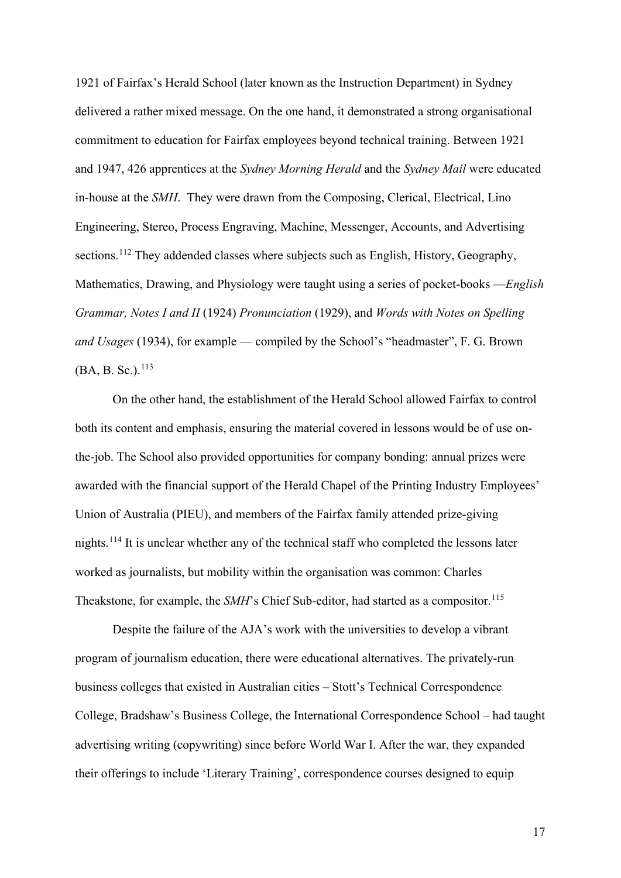1921 of Fairfax's Herald School (later known as the Instruction Department) in Sydney delivered a rather mixed message. On the one hand, it demonstrated a strong organisational commitment to education for Fairfax employees beyond technical training. Between 1921 and 1947, 426 apprentices at the *Sydney Morning Herald* and the *Sydney Mail* were educated in-house at the *SMH*. They were drawn from the Composing, Clerical, Electrical, Lino Engineering, Stereo, Process Engraving, Machine, Messenger, Accounts, and Advertising sections.[112] They addended classes where subjects such as English, History, Geography, Mathematics, Drawing, and Physiology were taught using a series of pocket-books —*English Grammar, Notes I and II* (1924) *Pronunciation* (1929), and *Words with Notes on Spelling and Usages* (1934), for example — compiled by the School's "headmaster", F. G. Brown (BA, B. Sc.).[113]

On the other hand, the establishment of the Herald School allowed Fairfax to control both its content and emphasis, ensuring the material covered in lessons would be of use on-the-job. The School also provided opportunities for company bonding: annual prizes were awarded with the financial support of the Herald Chapel of the Printing Industry Employees' Union of Australia (PIEU), and members of the Fairfax family attended prize-giving nights.[114] It is unclear whether any of the technical staff who completed the lessons later worked as journalists, but mobility within the organisation was common: Charles Theakstone, for example, the *SMH*'s Chief Sub-editor, had started as a compositor.[115]

Despite the failure of the AJA's work with the universities to develop a vibrant program of journalism education, there were educational alternatives. The privately-run business colleges that existed in Australian cities – Stott's Technical Correspondence College, Bradshaw's Business College, the International Correspondence School – had taught advertising writing (copywriting) since before World War I. After the war, they expanded their offerings to include 'Literary Training', correspondence courses designed to equip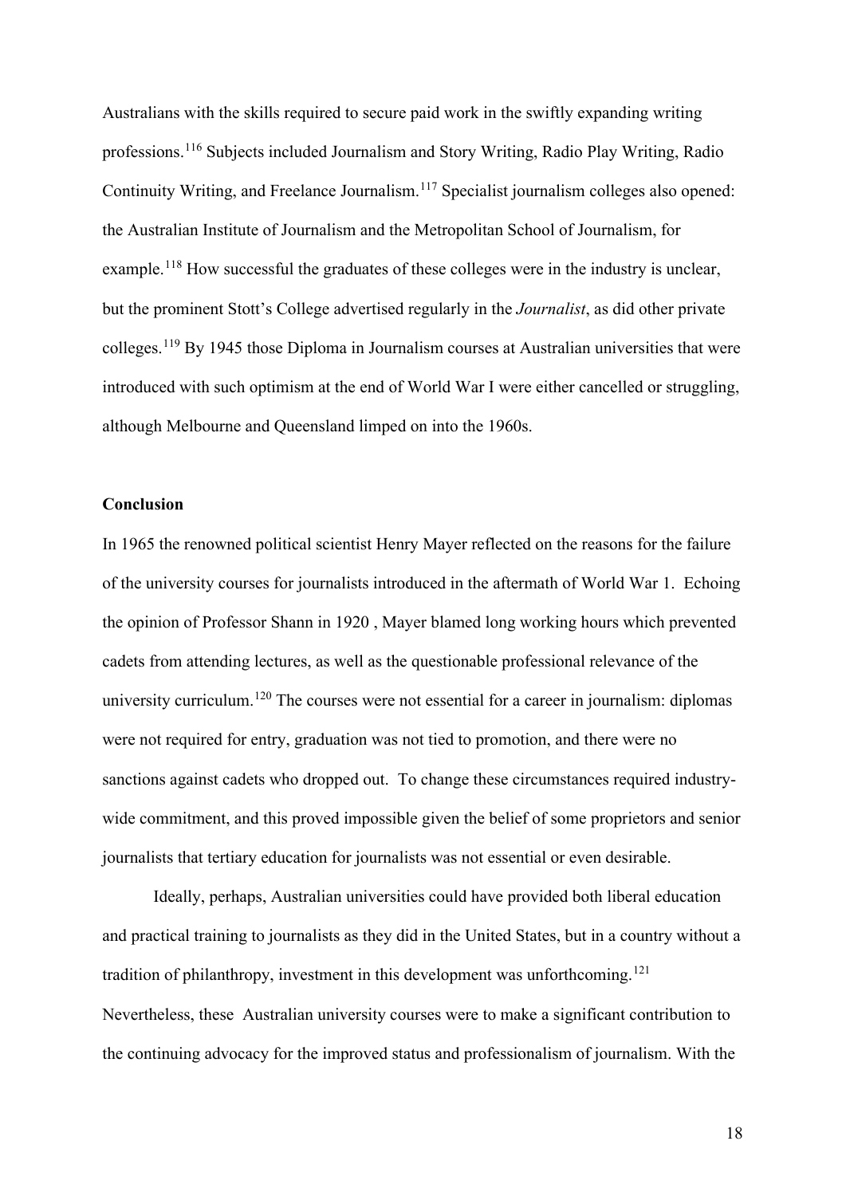Australians with the skills required to secure paid work in the swiftly expanding writing professions.[116] Subjects included Journalism and Story Writing, Radio Play Writing, Radio Continuity Writing, and Freelance Journalism.[117] Specialist journalism colleges also opened: the Australian Institute of Journalism and the Metropolitan School of Journalism, for example.[118] How successful the graduates of these colleges were in the industry is unclear, but the prominent Stott's College advertised regularly in the *Journalist*, as did other private colleges.[119] By 1945 those Diploma in Journalism courses at Australian universities that were introduced with such optimism at the end of World War I were either cancelled or struggling, although Melbourne and Queensland limped on into the 1960s.

**Conclusion**

In 1965 the renowned political scientist Henry Mayer reflected on the reasons for the failure of the university courses for journalists introduced in the aftermath of World War 1. Echoing the opinion of Professor Shann in 1920 , Mayer blamed long working hours which prevented cadets from attending lectures, as well as the questionable professional relevance of the university curriculum.[120] The courses were not essential for a career in journalism: diplomas were not required for entry, graduation was not tied to promotion, and there were no sanctions against cadets who dropped out. To change these circumstances required industry-wide commitment, and this proved impossible given the belief of some proprietors and senior journalists that tertiary education for journalists was not essential or even desirable.

Ideally, perhaps, Australian universities could have provided both liberal education and practical training to journalists as they did in the United States, but in a country without a tradition of philanthropy, investment in this development was unforthcoming.[121] Nevertheless, these Australian university courses were to make a significant contribution to the continuing advocacy for the improved status and professionalism of journalism. With the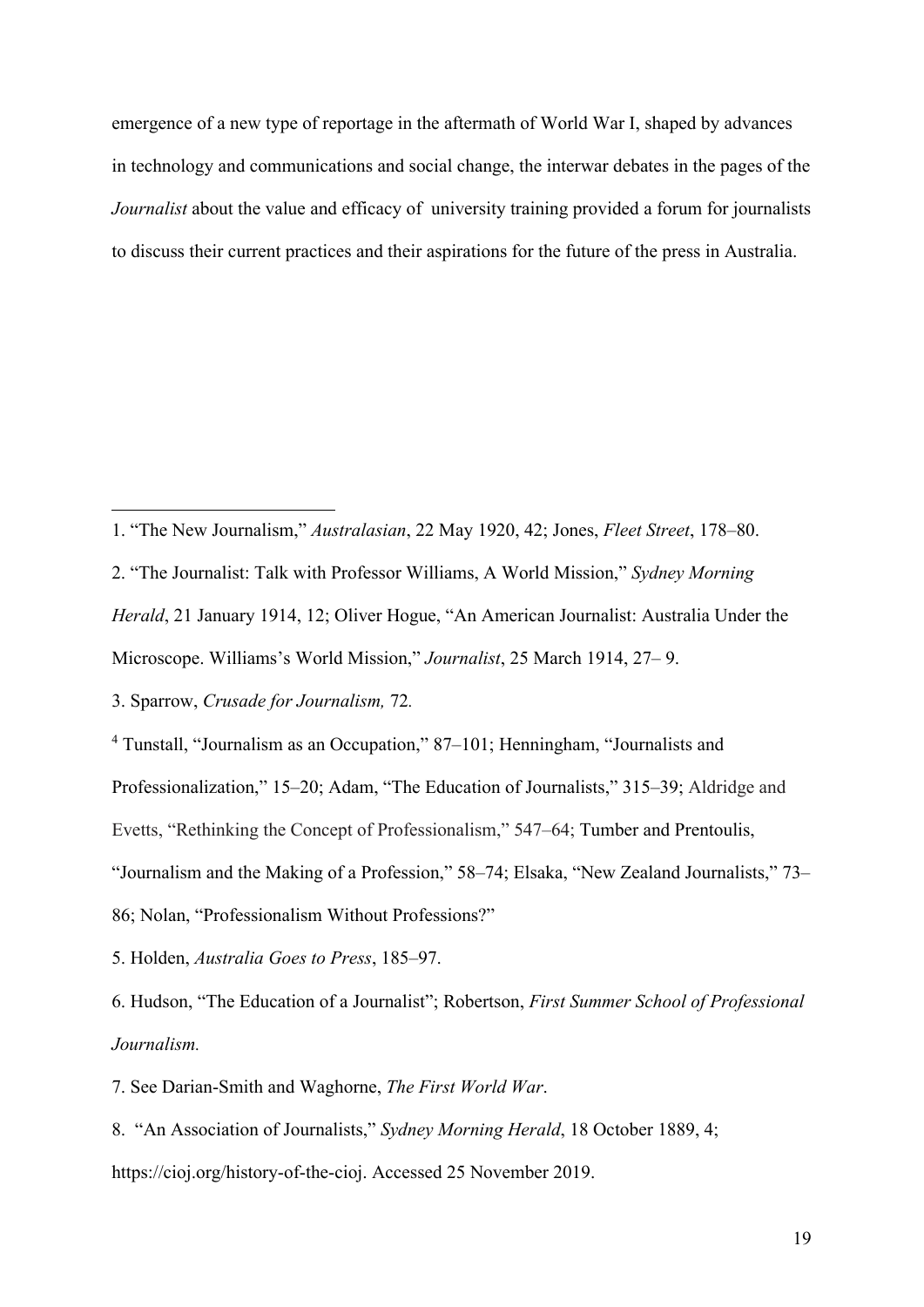emergence of a new type of reportage in the aftermath of World War I, shaped by advances in technology and communications and social change, the interwar debates in the pages of the *Journalist* about the value and efficacy of university training provided a forum for journalists to discuss their current practices and their aspirations for the future of the press in Australia.

---

1. "The New Journalism," *Australasian*, 22 May 1920, 42; Jones, *Fleet Street*, 178–80.

2. "The Journalist: Talk with Professor Williams, A World Mission," *Sydney Morning Herald*, 21 January 1914, 12; Oliver Hogue, "An American Journalist: Australia Under the Microscope. Williams's World Mission," *Journalist*, 25 March 1914, 27– 9.

3. Sparrow, *Crusade for Journalism,* 72.

4 Tunstall, "Journalism as an Occupation," 87–101; Henningham, "Journalists and Professionalization," 15–20; Adam, "The Education of Journalists," 315–39; Aldridge and Evetts, "Rethinking the Concept of Professionalism," 547–64; Tumber and Prentoulis, "Journalism and the Making of a Profession," 58–74; Elsaka, "New Zealand Journalists," 73–86; Nolan, "Professionalism Without Professions?"

5. Holden, *Australia Goes to Press*, 185–97.

6. Hudson, "The Education of a Journalist"; Robertson, *First Summer School of Professional Journalism.*

7. See Darian-Smith and Waghorne, *The First World War*.

8. "An Association of Journalists," *Sydney Morning Herald*, 18 October 1889, 4; https://cioj.org/history-of-the-cioj. Accessed 25 November 2019.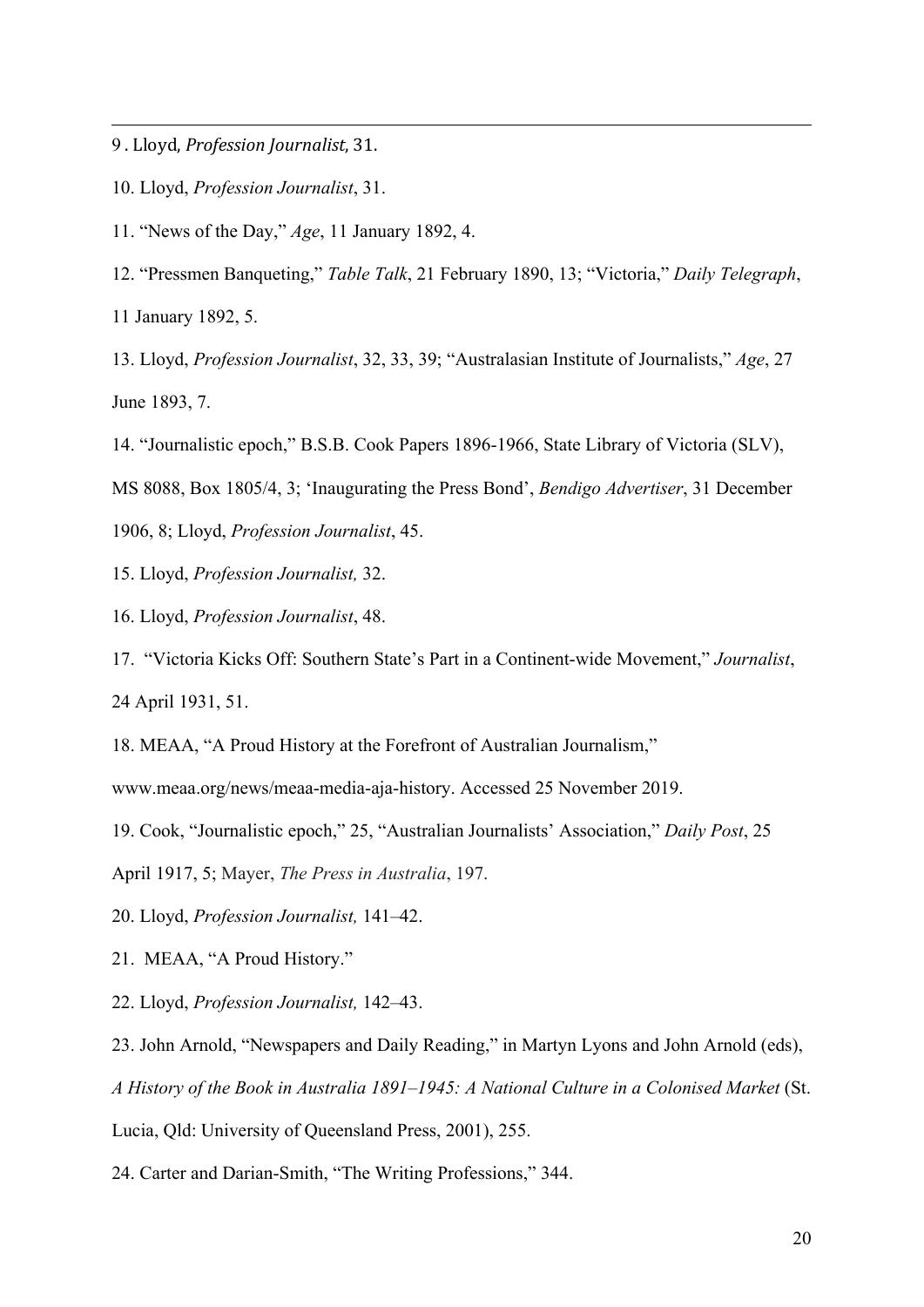9 . Lloyd, *Profession Journalist*, 31.

10. Lloyd, *Profession Journalist*, 31.

11. "News of the Day," *Age*, 11 January 1892, 4.

12. "Pressmen Banqueting," *Table Talk*, 21 February 1890, 13; "Victoria," *Daily Telegraph*, 11 January 1892, 5.

13. Lloyd, *Profession Journalist*, 32, 33, 39; "Australasian Institute of Journalists," *Age*, 27 June 1893, 7.

14. "Journalistic epoch," B.S.B. Cook Papers 1896-1966, State Library of Victoria (SLV), MS 8088, Box 1805/4, 3; 'Inaugurating the Press Bond', *Bendigo Advertiser*, 31 December 1906, 8; Lloyd, *Profession Journalist*, 45.

15. Lloyd, *Profession Journalist,* 32.

16. Lloyd, *Profession Journalist*, 48.

17. "Victoria Kicks Off: Southern State's Part in a Continent-wide Movement," *Journalist*, 24 April 1931, 51.

18. MEAA, "A Proud History at the Forefront of Australian Journalism," www.meaa.org/news/meaa-media-aja-history. Accessed 25 November 2019.

19. Cook, "Journalistic epoch," 25, "Australian Journalists' Association," *Daily Post*, 25 April 1917, 5; Mayer, *The Press in Australia*, 197.

20. Lloyd, *Profession Journalist,* 141–42.

21. MEAA, "A Proud History."

22. Lloyd, *Profession Journalist,* 142–43.

23. John Arnold, "Newspapers and Daily Reading," in Martyn Lyons and John Arnold (eds), *A History of the Book in Australia 1891–1945: A National Culture in a Colonised Market* (St. Lucia, Qld: University of Queensland Press, 2001), 255.

24. Carter and Darian-Smith, "The Writing Professions," 344.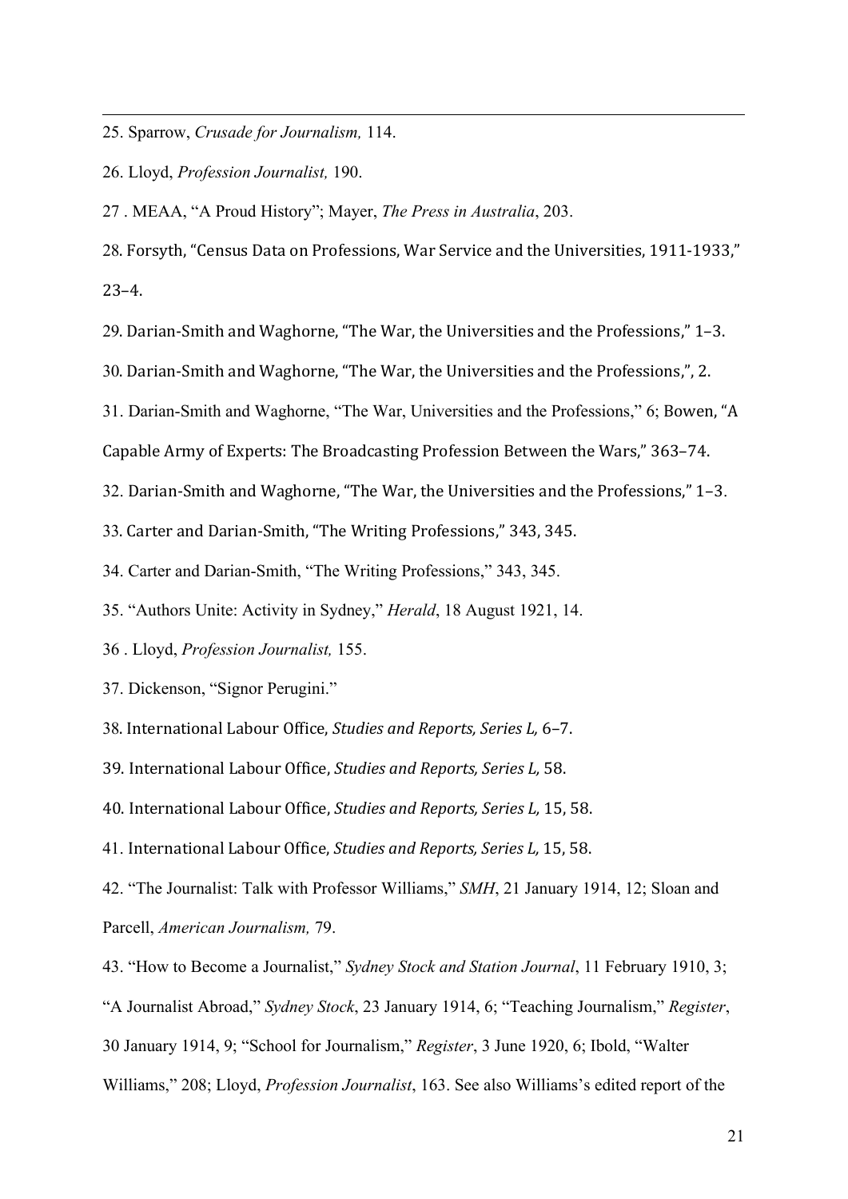25. Sparrow, *Crusade for Journalism,* 114.

26. Lloyd, *Profession Journalist,* 190.

27 . MEAA, "A Proud History"; Mayer, *The Press in Australia*, 203.

28. Forsyth, "Census Data on Professions, War Service and the Universities, 1911-1933," 23–4.

29. Darian-Smith and Waghorne, "The War, the Universities and the Professions," 1–3.

30. Darian-Smith and Waghorne, "The War, the Universities and the Professions,", 2.

31. Darian-Smith and Waghorne, "The War, Universities and the Professions," 6; Bowen, "A Capable Army of Experts: The Broadcasting Profession Between the Wars," 363–74.

32. Darian-Smith and Waghorne, "The War, the Universities and the Professions," 1–3.

33. Carter and Darian-Smith, "The Writing Professions," 343, 345.

34. Carter and Darian-Smith, "The Writing Professions," 343, 345.

35. "Authors Unite: Activity in Sydney," *Herald*, 18 August 1921, 14.

36 . Lloyd, *Profession Journalist,* 155.

37. Dickenson, "Signor Perugini."

38. International Labour Office, *Studies and Reports, Series L,* 6–7.

39. International Labour Office, *Studies and Reports, Series L,* 58.

40. International Labour Office, *Studies and Reports, Series L,* 15, 58.

41. International Labour Office, *Studies and Reports, Series L,* 15, 58.

42. "The Journalist: Talk with Professor Williams," *SMH*, 21 January 1914, 12; Sloan and Parcell, *American Journalism,* 79.

43. "How to Become a Journalist," *Sydney Stock and Station Journal*, 11 February 1910, 3; "A Journalist Abroad," *Sydney Stock*, 23 January 1914, 6; "Teaching Journalism," *Register*, 30 January 1914, 9; "School for Journalism," *Register*, 3 June 1920, 6; Ibold, "Walter Williams," 208; Lloyd, *Profession Journalist*, 163. See also Williams's edited report of the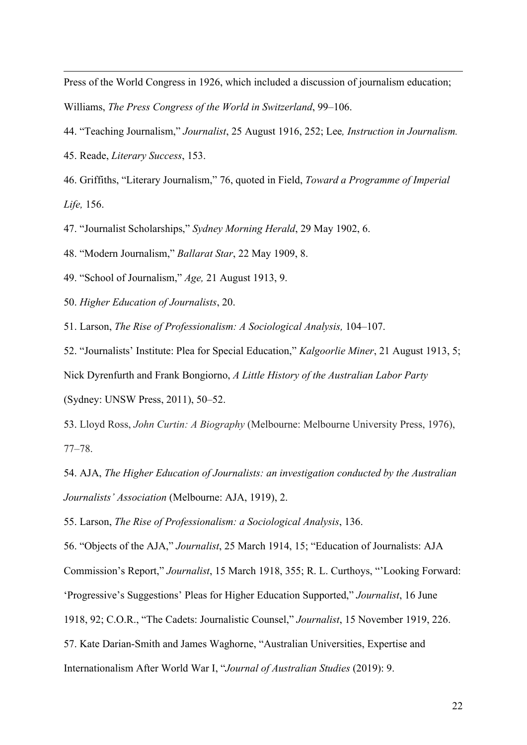Press of the World Congress in 1926, which included a discussion of journalism education; Williams, *The Press Congress of the World in Switzerland*, 99–106.

44. "Teaching Journalism," *Journalist*, 25 August 1916, 252; Lee*, Instruction in Journalism.*

45. Reade, *Literary Success*, 153.

46. Griffiths, "Literary Journalism," 76, quoted in Field, *Toward a Programme of Imperial Life,* 156.

47. "Journalist Scholarships," *Sydney Morning Herald*, 29 May 1902, 6.

48. "Modern Journalism," *Ballarat Star*, 22 May 1909, 8.

49. "School of Journalism," *Age,* 21 August 1913, 9.

50. *Higher Education of Journalists*, 20.

51. Larson, *The Rise of Professionalism: A Sociological Analysis,* 104–107.

52. "Journalists' Institute: Plea for Special Education," *Kalgoorlie Miner*, 21 August 1913, 5; Nick Dyrenfurth and Frank Bongiorno, *A Little History of the Australian Labor Party* (Sydney: UNSW Press, 2011), 50–52.

53. Lloyd Ross, *John Curtin: A Biography* (Melbourne: Melbourne University Press, 1976), 77–78.

54. AJA, *The Higher Education of Journalists: an investigation conducted by the Australian Journalists' Association* (Melbourne: AJA, 1919), 2.

55. Larson, *The Rise of Professionalism: a Sociological Analysis*, 136.

56. "Objects of the AJA," *Journalist*, 25 March 1914, 15; "Education of Journalists: AJA Commission's Report," *Journalist*, 15 March 1918, 355; R. L. Curthoys, "'Looking Forward: 'Progressive's Suggestions' Pleas for Higher Education Supported," *Journalist*, 16 June 1918, 92; C.O.R., "The Cadets: Journalistic Counsel," *Journalist*, 15 November 1919, 226.

57. Kate Darian-Smith and James Waghorne, "Australian Universities, Expertise and Internationalism After World War I, "*Journal of Australian Studies* (2019): 9.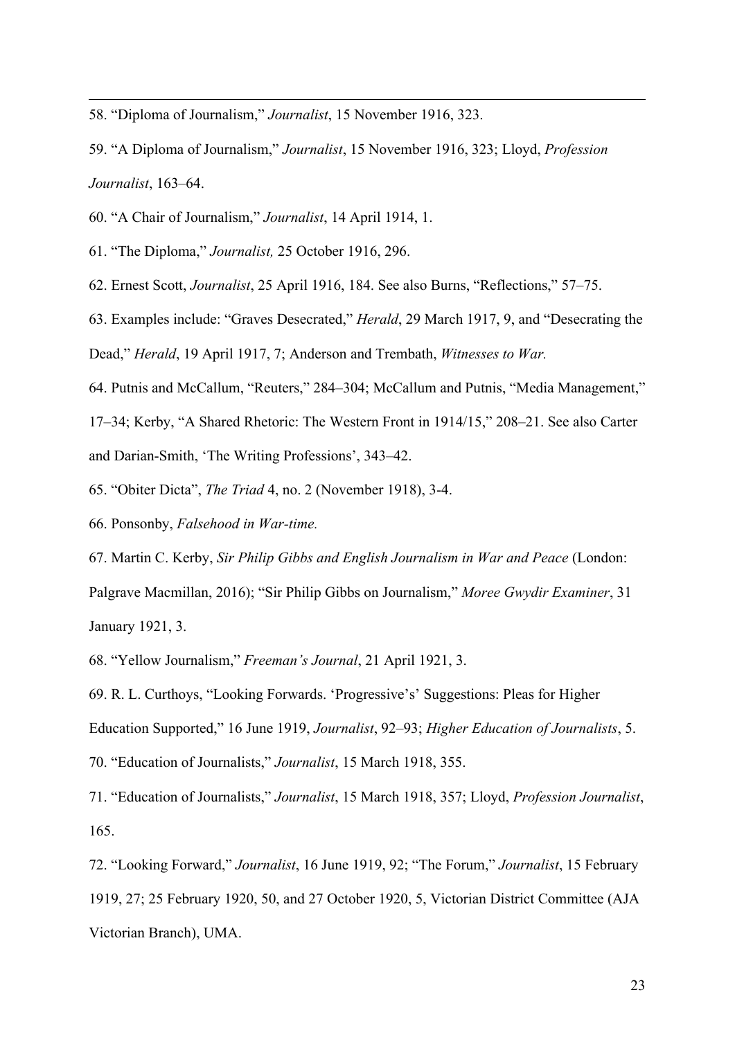58. “Diploma of Journalism,” *Journalist*, 15 November 1916, 323.

59. “A Diploma of Journalism,” *Journalist*, 15 November 1916, 323; Lloyd, *Profession Journalist*, 163–64.

60. “A Chair of Journalism,” *Journalist*, 14 April 1914, 1.

61. “The Diploma,” *Journalist,* 25 October 1916, 296.

62. Ernest Scott, *Journalist*, 25 April 1916, 184. See also Burns, “Reflections,” 57–75.

63. Examples include: “Graves Desecrated,” *Herald*, 29 March 1917, 9, and “Desecrating the Dead,” *Herald*, 19 April 1917, 7; Anderson and Trembath, *Witnesses to War.*

64. Putnis and McCallum, “Reuters,” 284–304; McCallum and Putnis, “Media Management,” 17–34; Kerby, “A Shared Rhetoric: The Western Front in 1914/15,” 208–21. See also Carter and Darian-Smith, ‘The Writing Professions’, 343–42.

65. “Obiter Dicta”, *The Triad* 4, no. 2 (November 1918), 3-4.

66. Ponsonby, *Falsehood in War-time.*

67. Martin C. Kerby, *Sir Philip Gibbs and English Journalism in War and Peace* (London: Palgrave Macmillan, 2016); “Sir Philip Gibbs on Journalism,” *Moree Gwydir Examiner*, 31 January 1921, 3.

68. “Yellow Journalism,” *Freeman’s Journal*, 21 April 1921, 3.

69. R. L. Curthoys, “Looking Forwards. ‘Progressive’s’ Suggestions: Pleas for Higher Education Supported,” 16 June 1919, *Journalist*, 92–93; *Higher Education of Journalists*, 5.

70. “Education of Journalists,” *Journalist*, 15 March 1918, 355.

71. “Education of Journalists,” *Journalist*, 15 March 1918, 357; Lloyd, *Profession Journalist*, 165.

72. “Looking Forward,” *Journalist*, 16 June 1919, 92; “The Forum,” *Journalist*, 15 February 1919, 27; 25 February 1920, 50, and 27 October 1920, 5, Victorian District Committee (AJA Victorian Branch), UMA.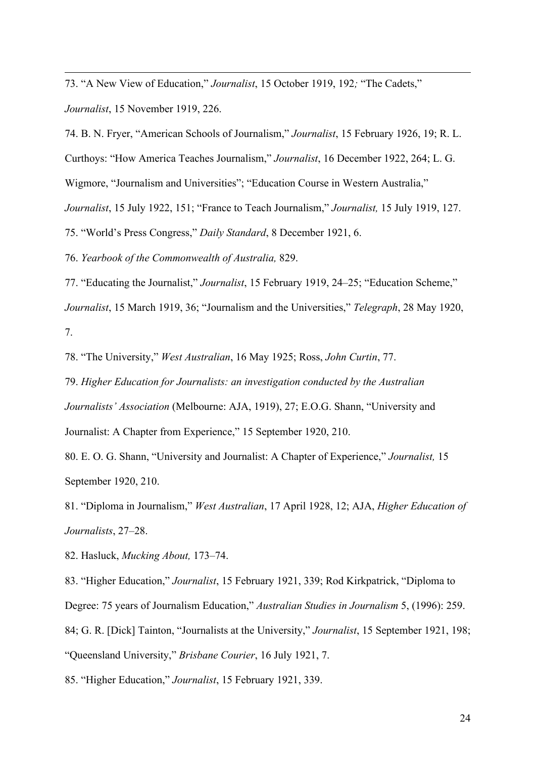73. "A New View of Education," *Journalist*, 15 October 1919, 192*;* "The Cadets," *Journalist*, 15 November 1919, 226.

74. B. N. Fryer, "American Schools of Journalism," *Journalist*, 15 February 1926, 19; R. L. Curthoys: "How America Teaches Journalism," *Journalist*, 16 December 1922, 264; L. G. Wigmore, "Journalism and Universities"; "Education Course in Western Australia," *Journalist*, 15 July 1922, 151; "France to Teach Journalism," *Journalist,* 15 July 1919, 127.

75. "World's Press Congress," *Daily Standard*, 8 December 1921, 6.

76. *Yearbook of the Commonwealth of Australia,* 829.

77. "Educating the Journalist," *Journalist*, 15 February 1919, 24–25; "Education Scheme," *Journalist*, 15 March 1919, 36; "Journalism and the Universities," *Telegraph*, 28 May 1920, 7.

78. "The University," *West Australian*, 16 May 1925; Ross, *John Curtin*, 77.

79. *Higher Education for Journalists: an investigation conducted by the Australian Journalists' Association* (Melbourne: AJA, 1919), 27; E.O.G. Shann, "University and Journalist: A Chapter from Experience," 15 September 1920, 210.

80. E. O. G. Shann, "University and Journalist: A Chapter of Experience," *Journalist,* 15 September 1920, 210.

81. "Diploma in Journalism," *West Australian*, 17 April 1928, 12; AJA, *Higher Education of Journalists*, 27–28.

82. Hasluck, *Mucking About,* 173–74.

83. "Higher Education," *Journalist*, 15 February 1921, 339; Rod Kirkpatrick, "Diploma to Degree: 75 years of Journalism Education," *Australian Studies in Journalism* 5, (1996): 259.

84; G. R. [Dick] Tainton, "Journalists at the University," *Journalist*, 15 September 1921, 198; "Queensland University," *Brisbane Courier*, 16 July 1921, 7.

85. "Higher Education," *Journalist*, 15 February 1921, 339.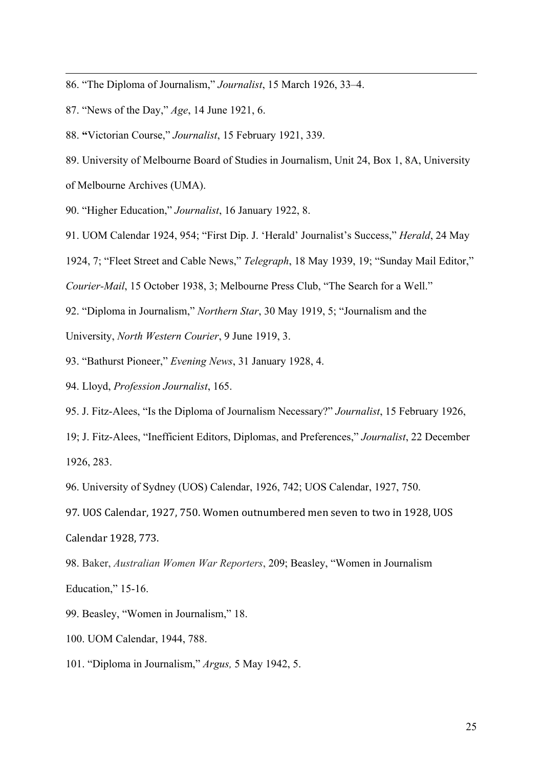86. "The Diploma of Journalism," *Journalist*, 15 March 1926, 33–4.

87. "News of the Day," *Age*, 14 June 1921, 6.

88. **"**Victorian Course," *Journalist*, 15 February 1921, 339.

89. University of Melbourne Board of Studies in Journalism, Unit 24, Box 1, 8A, University of Melbourne Archives (UMA).

90. "Higher Education," *Journalist*, 16 January 1922, 8.

91. UOM Calendar 1924, 954; "First Dip. J. 'Herald' Journalist's Success," *Herald*, 24 May 1924, 7; "Fleet Street and Cable News," *Telegraph*, 18 May 1939, 19; "Sunday Mail Editor," *Courier-Mail*, 15 October 1938, 3; Melbourne Press Club, "The Search for a Well."

92. "Diploma in Journalism," *Northern Star*, 30 May 1919, 5; "Journalism and the University, *North Western Courier*, 9 June 1919, 3.

93. "Bathurst Pioneer," *Evening News*, 31 January 1928, 4.

94. Lloyd, *Profession Journalist*, 165.

95. J. Fitz-Alees, "Is the Diploma of Journalism Necessary?" *Journalist*, 15 February 1926, 19; J. Fitz-Alees, "Inefficient Editors, Diplomas, and Preferences," *Journalist*, 22 December 1926, 283.

96. University of Sydney (UOS) Calendar, 1926, 742; UOS Calendar, 1927, 750.

97. UOS Calendar, 1927, 750. Women outnumbered men seven to two in 1928, UOS Calendar 1928, 773.

98. Baker, *Australian Women War Reporters*, 209; Beasley, "Women in Journalism Education," 15-16.

99. Beasley, "Women in Journalism," 18.

100. UOM Calendar, 1944, 788.

101. "Diploma in Journalism," *Argus,* 5 May 1942, 5.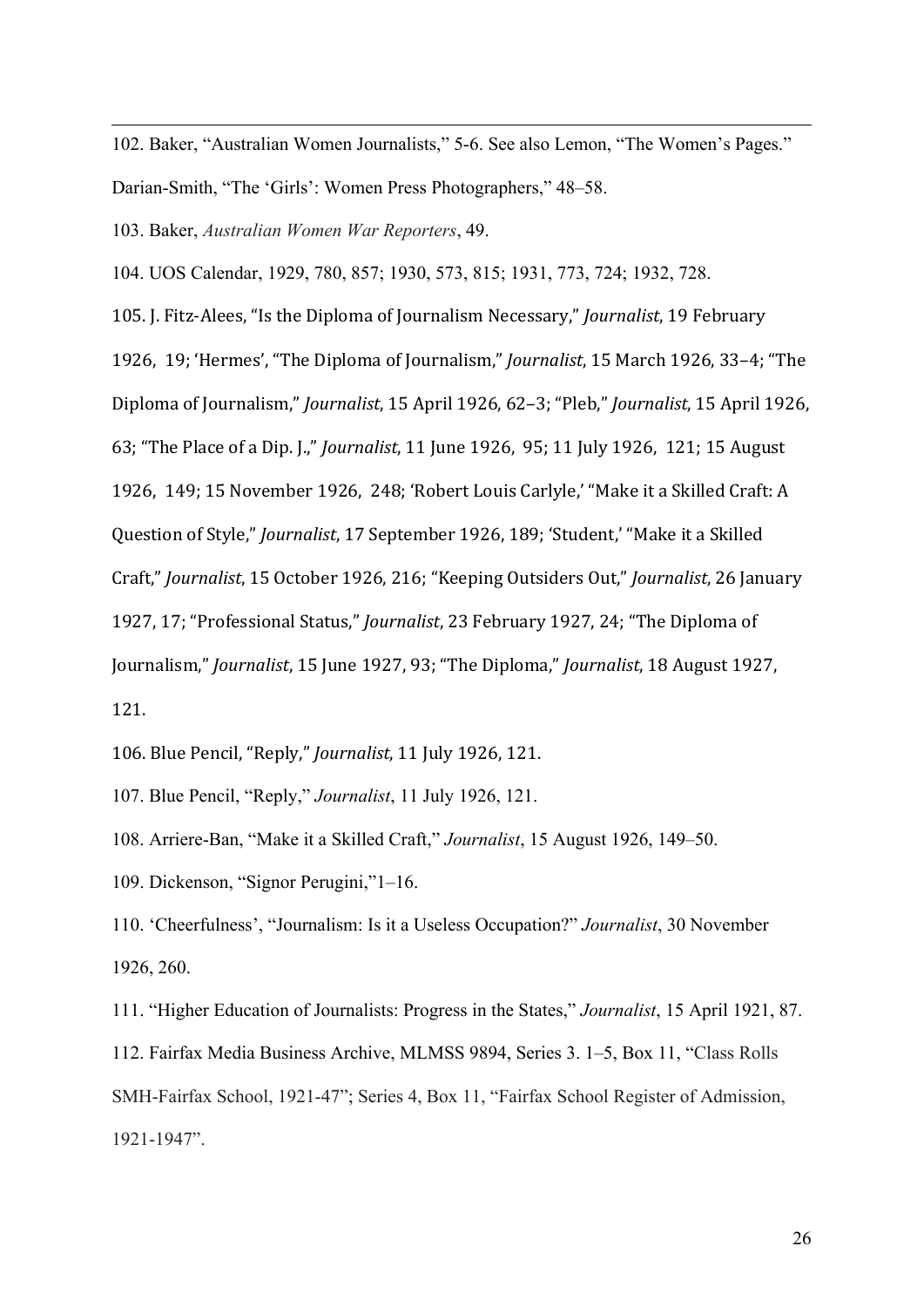102. Baker, "Australian Women Journalists," 5-6. See also Lemon, "The Women's Pages." Darian-Smith, "The 'Girls': Women Press Photographers," 48–58.

103. Baker, *Australian Women War Reporters*, 49.

104. UOS Calendar, 1929, 780, 857; 1930, 573, 815; 1931, 773, 724; 1932, 728.

105. J. Fitz-Alees, "Is the Diploma of Journalism Necessary," *Journalist*, 19 February 1926, 19; 'Hermes', "The Diploma of Journalism," *Journalist*, 15 March 1926, 33–4; "The Diploma of Journalism," *Journalist*, 15 April 1926, 62–3; "Pleb," *Journalist*, 15 April 1926, 63; "The Place of a Dip. J.," *Journalist*, 11 June 1926, 95; 11 July 1926, 121; 15 August 1926, 149; 15 November 1926, 248; 'Robert Louis Carlyle,' "Make it a Skilled Craft: A Question of Style," *Journalist*, 17 September 1926, 189; 'Student,' "Make it a Skilled Craft," *Journalist*, 15 October 1926, 216; "Keeping Outsiders Out," *Journalist*, 26 January 1927, 17; "Professional Status," *Journalist*, 23 February 1927, 24; "The Diploma of Journalism," *Journalist*, 15 June 1927, 93; "The Diploma," *Journalist*, 18 August 1927, 121.

106. Blue Pencil, "Reply," *Journalist*, 11 July 1926, 121.

107. Blue Pencil, "Reply," *Journalist*, 11 July 1926, 121.

108. Arriere-Ban, "Make it a Skilled Craft," *Journalist*, 15 August 1926, 149–50.

109. Dickenson, "Signor Perugini,"1–16.

110. 'Cheerfulness', "Journalism: Is it a Useless Occupation?" *Journalist*, 30 November 1926, 260.

111. "Higher Education of Journalists: Progress in the States," *Journalist*, 15 April 1921, 87.

112. Fairfax Media Business Archive, MLMSS 9894, Series 3. 1–5, Box 11, "Class Rolls SMH-Fairfax School, 1921-47"; Series 4, Box 11, "Fairfax School Register of Admission, 1921-1947".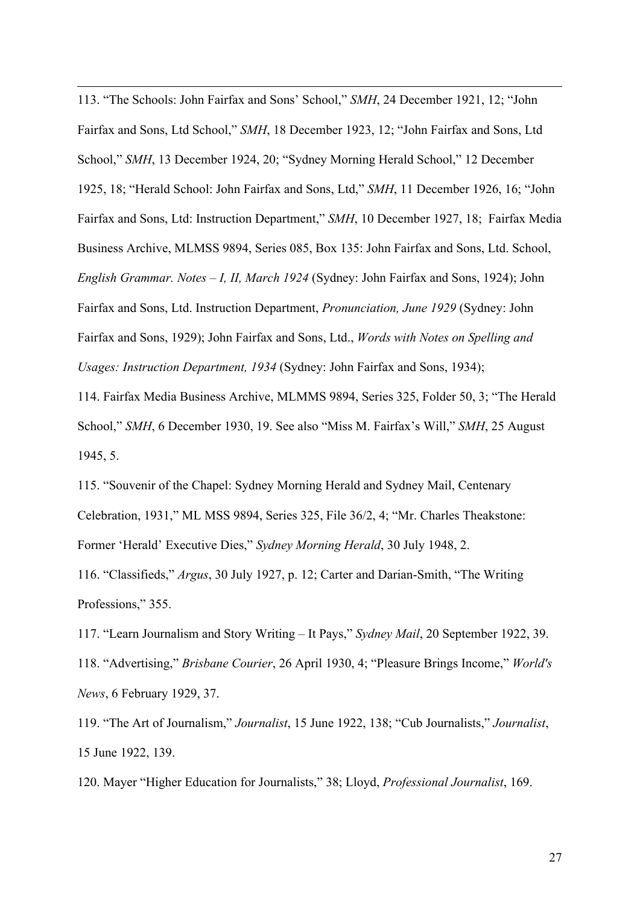113. "The Schools: John Fairfax and Sons' School," *SMH*, 24 December 1921, 12; "John Fairfax and Sons, Ltd School," *SMH*, 18 December 1923, 12; "John Fairfax and Sons, Ltd School," *SMH*, 13 December 1924, 20; "Sydney Morning Herald School," 12 December 1925, 18; "Herald School: John Fairfax and Sons, Ltd," *SMH*, 11 December 1926, 16; "John Fairfax and Sons, Ltd: Instruction Department," *SMH*, 10 December 1927, 18; Fairfax Media Business Archive, MLMSS 9894, Series 085, Box 135: John Fairfax and Sons, Ltd. School, *English Grammar. Notes – I, II, March 1924* (Sydney: John Fairfax and Sons, 1924); John Fairfax and Sons, Ltd. Instruction Department, *Pronunciation, June 1929* (Sydney: John Fairfax and Sons, 1929); John Fairfax and Sons, Ltd., *Words with Notes on Spelling and Usages: Instruction Department, 1934* (Sydney: John Fairfax and Sons, 1934);

114. Fairfax Media Business Archive, MLMMS 9894, Series 325, Folder 50, 3; "The Herald School," *SMH*, 6 December 1930, 19. See also "Miss M. Fairfax's Will," *SMH*, 25 August 1945, 5.

115. "Souvenir of the Chapel: Sydney Morning Herald and Sydney Mail, Centenary Celebration, 1931," ML MSS 9894, Series 325, File 36/2, 4; "Mr. Charles Theakstone: Former 'Herald' Executive Dies," *Sydney Morning Herald*, 30 July 1948, 2.

116. "Classifieds," *Argus*, 30 July 1927, p. 12; Carter and Darian-Smith, "The Writing Professions," 355.

117. "Learn Journalism and Story Writing – It Pays," *Sydney Mail*, 20 September 1922, 39.

118. "Advertising," *Brisbane Courier*, 26 April 1930, 4; "Pleasure Brings Income," *World's News*, 6 February 1929, 37.

119. "The Art of Journalism," *Journalist*, 15 June 1922, 138; "Cub Journalists," *Journalist*, 15 June 1922, 139.

120. Mayer "Higher Education for Journalists," 38; Lloyd, *Professional Journalist*, 169.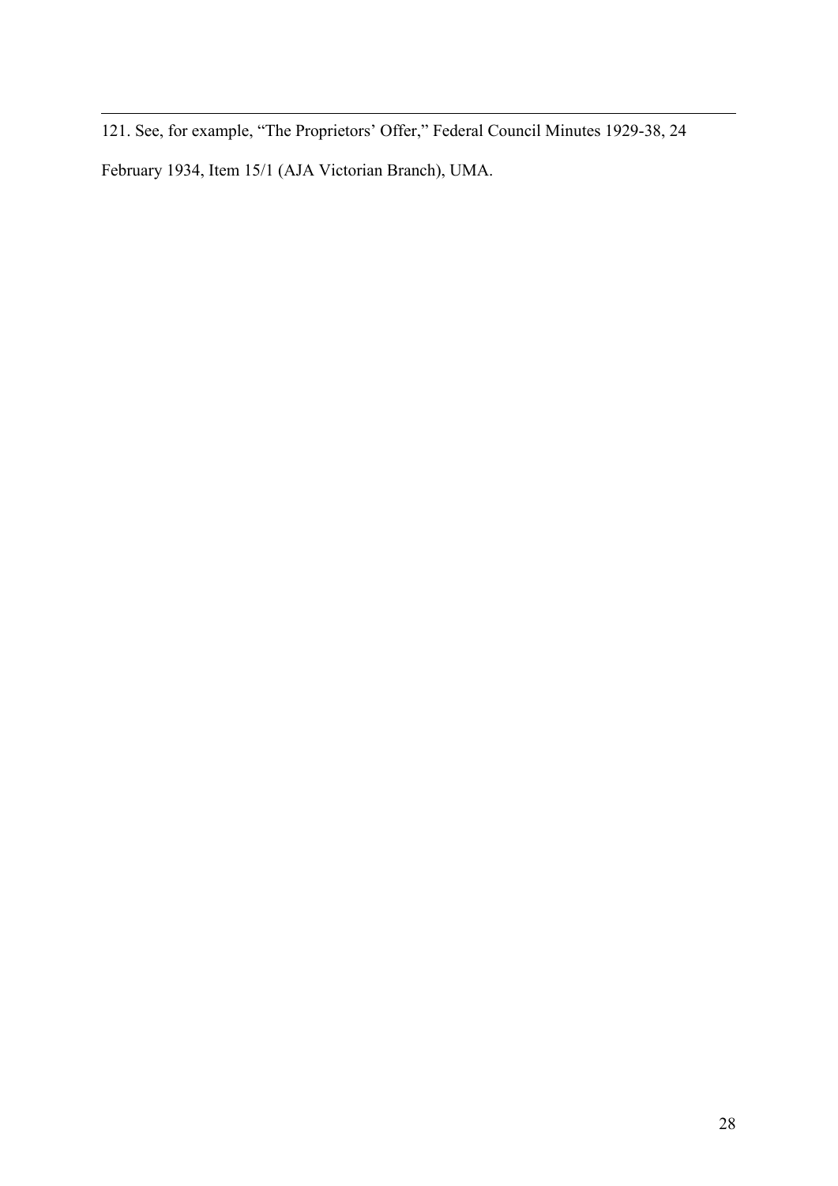121. See, for example, “The Proprietors’ Offer,” Federal Council Minutes 1929-38, 24 February 1934, Item 15/1 (AJA Victorian Branch), UMA.